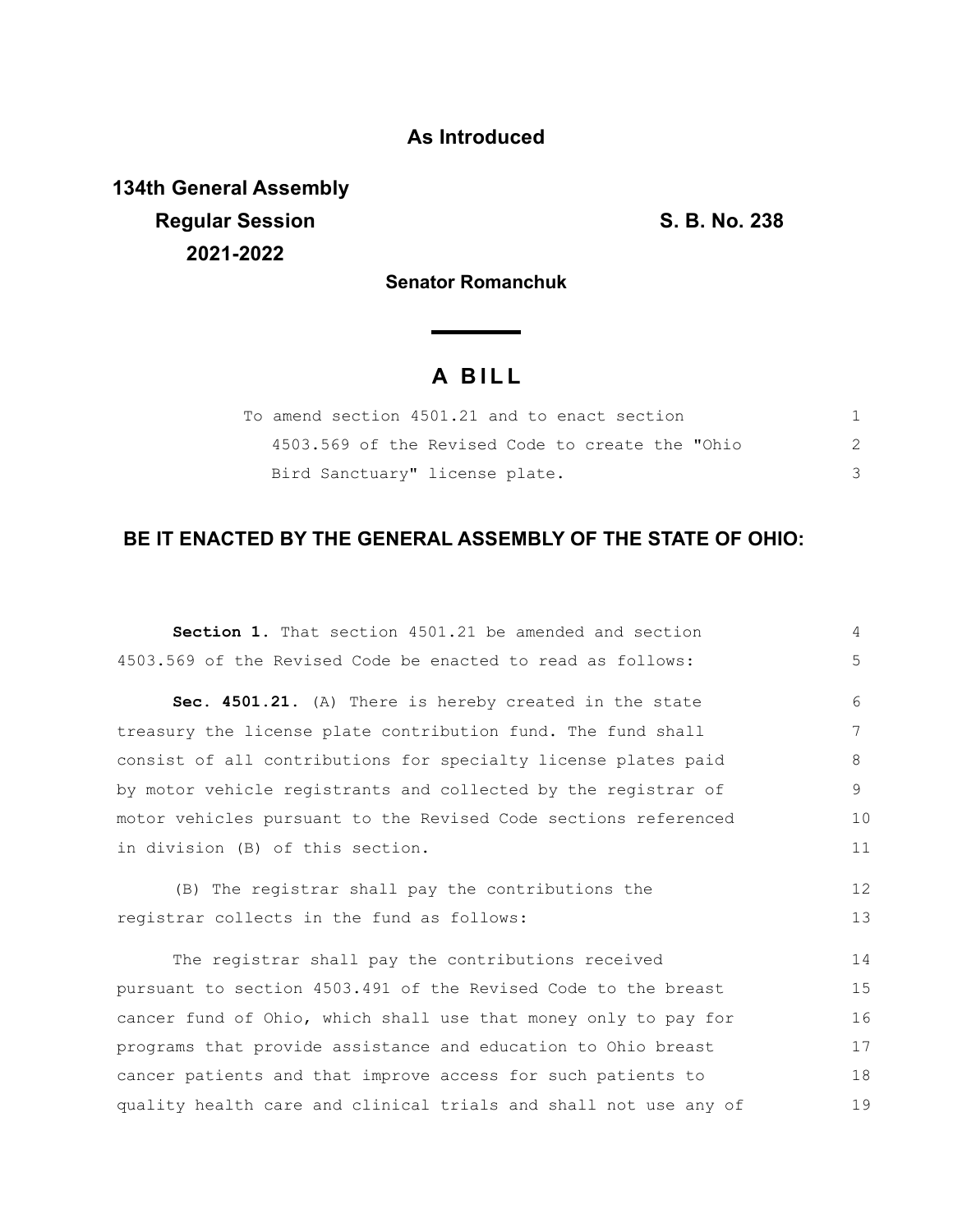**As Introduced**

**134th General Assembly**
**Regular Session**
**2021-2022**

**S. B. No. 238**

**Senator Romanchuk**

# A BILL

To amend section 4501.21 and to enact section 4503.569 of the Revised Code to create the "Ohio Bird Sanctuary" license plate.

## BE IT ENACTED BY THE GENERAL ASSEMBLY OF THE STATE OF OHIO:

**Section 1.** That section 4501.21 be amended and section 4503.569 of the Revised Code be enacted to read as follows:

**Sec. 4501.21.** (A) There is hereby created in the state treasury the license plate contribution fund. The fund shall consist of all contributions for specialty license plates paid by motor vehicle registrants and collected by the registrar of motor vehicles pursuant to the Revised Code sections referenced in division (B) of this section.

(B) The registrar shall pay the contributions the registrar collects in the fund as follows:

The registrar shall pay the contributions received pursuant to section 4503.491 of the Revised Code to the breast cancer fund of Ohio, which shall use that money only to pay for programs that provide assistance and education to Ohio breast cancer patients and that improve access for such patients to quality health care and clinical trials and shall not use any of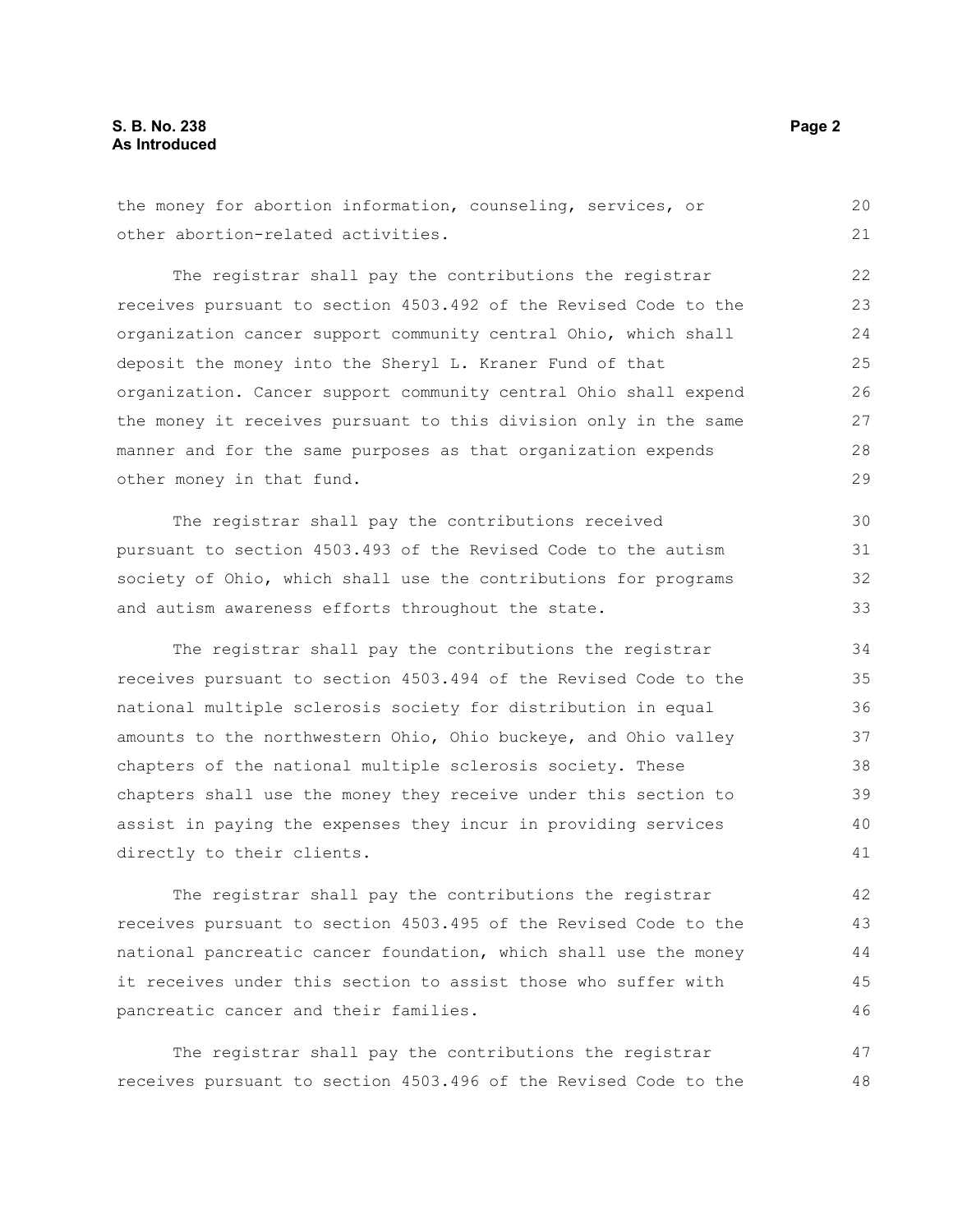the money for abortion information, counseling, services, or other abortion-related activities.

The registrar shall pay the contributions the registrar receives pursuant to section 4503.492 of the Revised Code to the organization cancer support community central Ohio, which shall deposit the money into the Sheryl L. Kraner Fund of that organization. Cancer support community central Ohio shall expend the money it receives pursuant to this division only in the same manner and for the same purposes as that organization expends other money in that fund.

The registrar shall pay the contributions received pursuant to section 4503.493 of the Revised Code to the autism society of Ohio, which shall use the contributions for programs and autism awareness efforts throughout the state.

The registrar shall pay the contributions the registrar receives pursuant to section 4503.494 of the Revised Code to the national multiple sclerosis society for distribution in equal amounts to the northwestern Ohio, Ohio buckeye, and Ohio valley chapters of the national multiple sclerosis society. These chapters shall use the money they receive under this section to assist in paying the expenses they incur in providing services directly to their clients.

The registrar shall pay the contributions the registrar receives pursuant to section 4503.495 of the Revised Code to the national pancreatic cancer foundation, which shall use the money it receives under this section to assist those who suffer with pancreatic cancer and their families.

The registrar shall pay the contributions the registrar receives pursuant to section 4503.496 of the Revised Code to the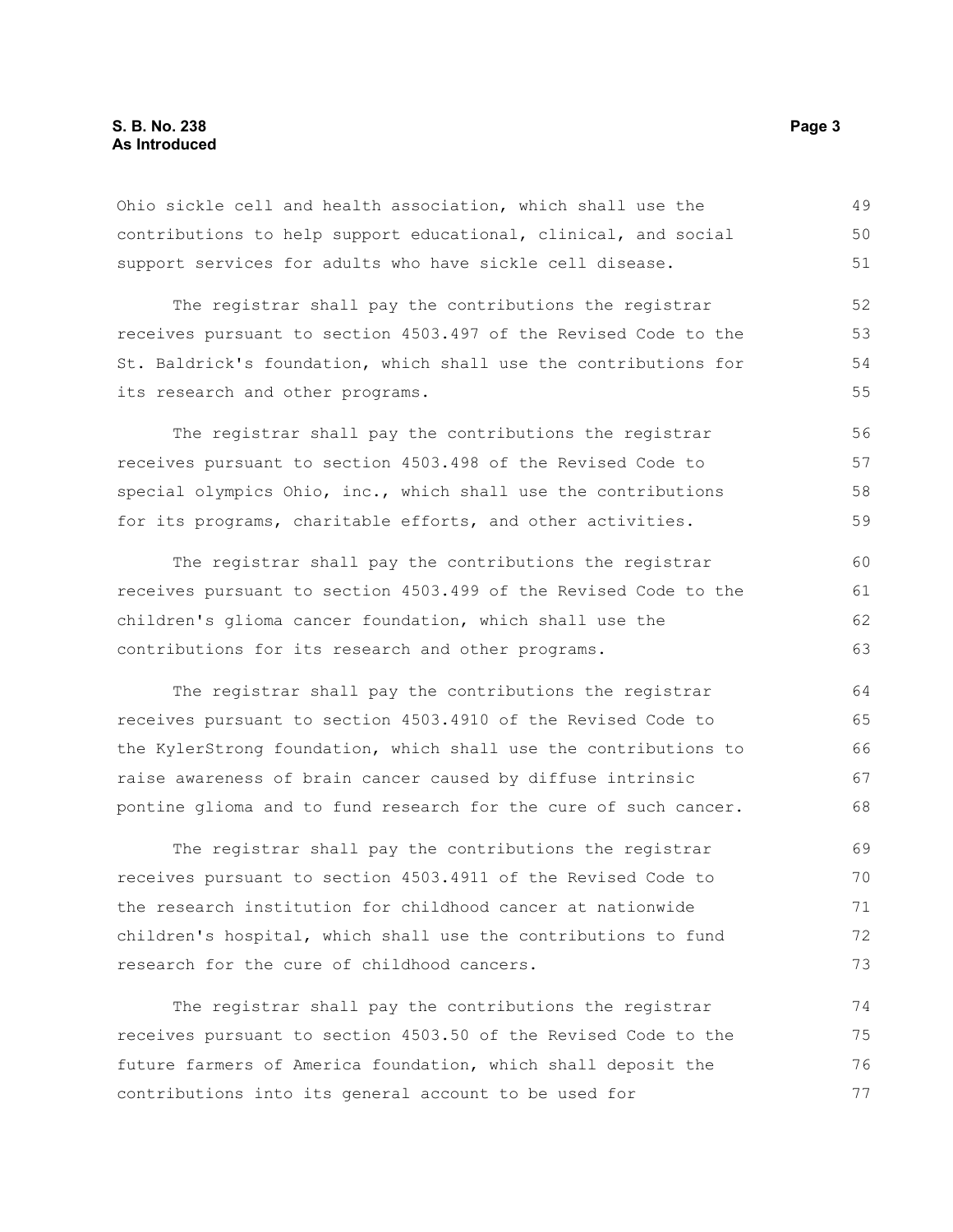Ohio sickle cell and health association, which shall use the contributions to help support educational, clinical, and social support services for adults who have sickle cell disease.

The registrar shall pay the contributions the registrar receives pursuant to section 4503.497 of the Revised Code to the St. Baldrick's foundation, which shall use the contributions for its research and other programs.

The registrar shall pay the contributions the registrar receives pursuant to section 4503.498 of the Revised Code to special olympics Ohio, inc., which shall use the contributions for its programs, charitable efforts, and other activities.

The registrar shall pay the contributions the registrar receives pursuant to section 4503.499 of the Revised Code to the children's glioma cancer foundation, which shall use the contributions for its research and other programs.

The registrar shall pay the contributions the registrar receives pursuant to section 4503.4910 of the Revised Code to the KylerStrong foundation, which shall use the contributions to raise awareness of brain cancer caused by diffuse intrinsic pontine glioma and to fund research for the cure of such cancer.

The registrar shall pay the contributions the registrar receives pursuant to section 4503.4911 of the Revised Code to the research institution for childhood cancer at nationwide children's hospital, which shall use the contributions to fund research for the cure of childhood cancers.

The registrar shall pay the contributions the registrar receives pursuant to section 4503.50 of the Revised Code to the future farmers of America foundation, which shall deposit the contributions into its general account to be used for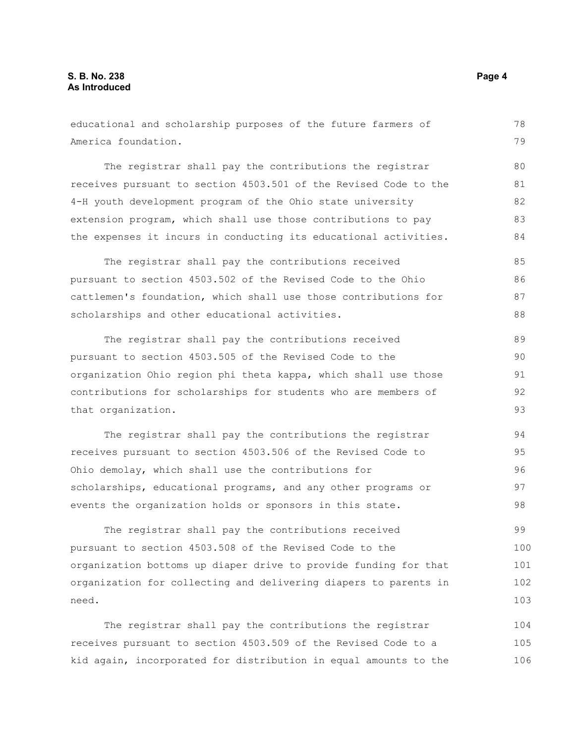educational and scholarship purposes of the future farmers of America foundation.

The registrar shall pay the contributions the registrar receives pursuant to section 4503.501 of the Revised Code to the 4-H youth development program of the Ohio state university extension program, which shall use those contributions to pay the expenses it incurs in conducting its educational activities.

The registrar shall pay the contributions received pursuant to section 4503.502 of the Revised Code to the Ohio cattlemen's foundation, which shall use those contributions for scholarships and other educational activities.

The registrar shall pay the contributions received pursuant to section 4503.505 of the Revised Code to the organization Ohio region phi theta kappa, which shall use those contributions for scholarships for students who are members of that organization.

The registrar shall pay the contributions the registrar receives pursuant to section 4503.506 of the Revised Code to Ohio demolay, which shall use the contributions for scholarships, educational programs, and any other programs or events the organization holds or sponsors in this state.

The registrar shall pay the contributions received pursuant to section 4503.508 of the Revised Code to the organization bottoms up diaper drive to provide funding for that organization for collecting and delivering diapers to parents in need.

The registrar shall pay the contributions the registrar receives pursuant to section 4503.509 of the Revised Code to a kid again, incorporated for distribution in equal amounts to the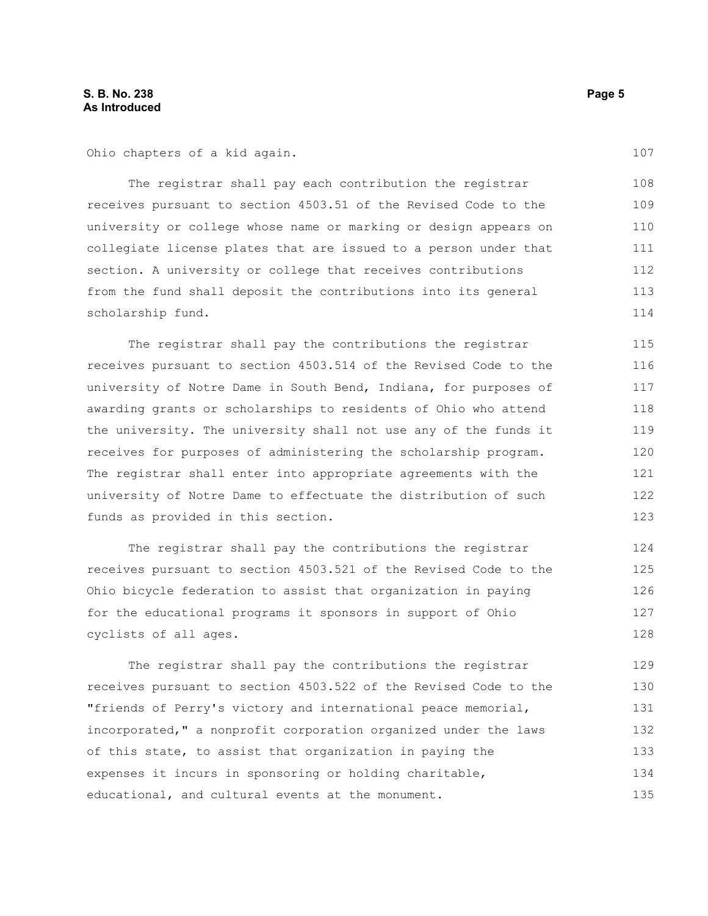Ohio chapters of a kid again.

The registrar shall pay each contribution the registrar receives pursuant to section 4503.51 of the Revised Code to the university or college whose name or marking or design appears on collegiate license plates that are issued to a person under that section. A university or college that receives contributions from the fund shall deposit the contributions into its general scholarship fund.

The registrar shall pay the contributions the registrar receives pursuant to section 4503.514 of the Revised Code to the university of Notre Dame in South Bend, Indiana, for purposes of awarding grants or scholarships to residents of Ohio who attend the university. The university shall not use any of the funds it receives for purposes of administering the scholarship program. The registrar shall enter into appropriate agreements with the university of Notre Dame to effectuate the distribution of such funds as provided in this section.

The registrar shall pay the contributions the registrar receives pursuant to section 4503.521 of the Revised Code to the Ohio bicycle federation to assist that organization in paying for the educational programs it sponsors in support of Ohio cyclists of all ages.

The registrar shall pay the contributions the registrar receives pursuant to section 4503.522 of the Revised Code to the "friends of Perry's victory and international peace memorial, incorporated," a nonprofit corporation organized under the laws of this state, to assist that organization in paying the expenses it incurs in sponsoring or holding charitable, educational, and cultural events at the monument.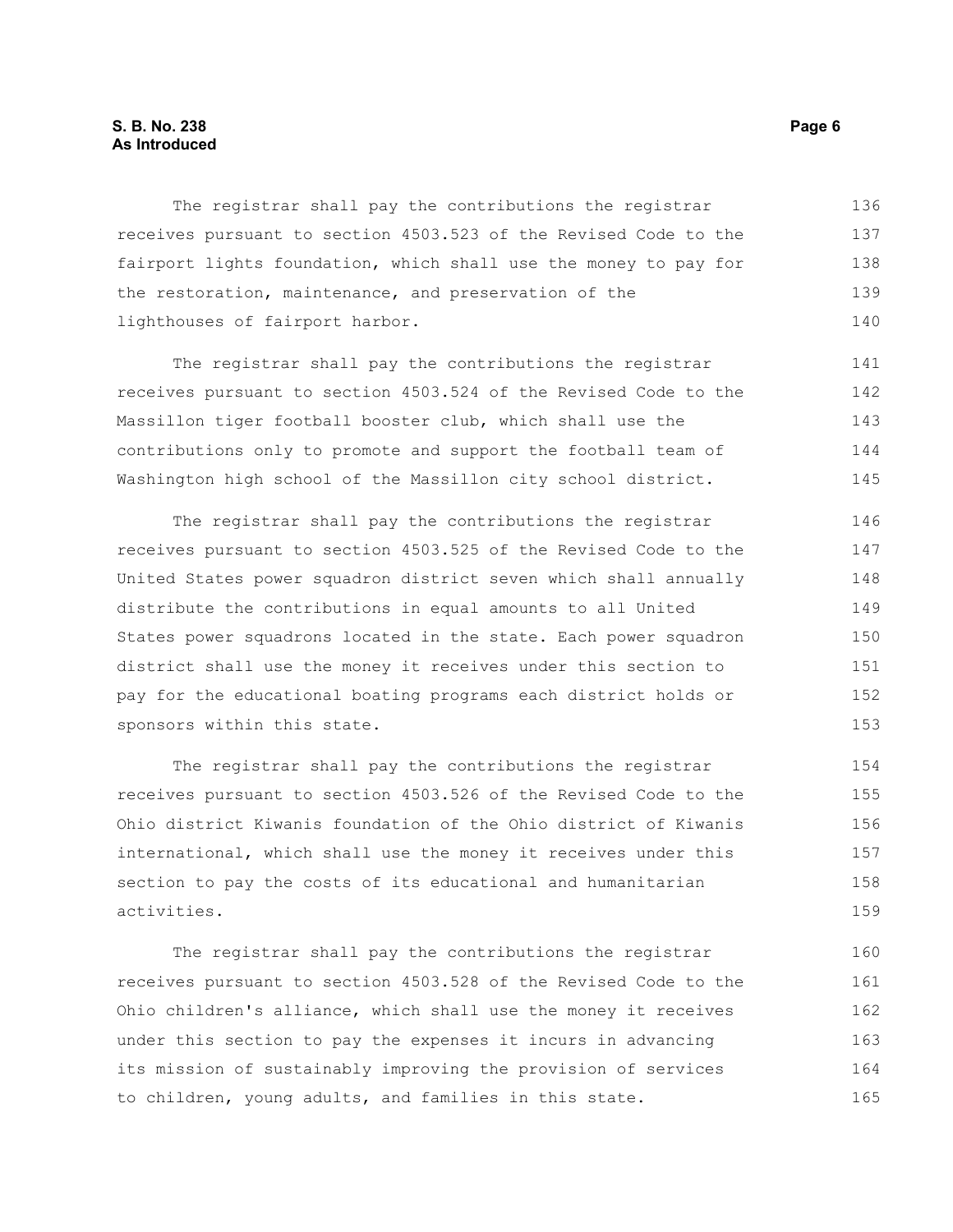The registrar shall pay the contributions the registrar receives pursuant to section 4503.523 of the Revised Code to the fairport lights foundation, which shall use the money to pay for the restoration, maintenance, and preservation of the lighthouses of fairport harbor.

The registrar shall pay the contributions the registrar receives pursuant to section 4503.524 of the Revised Code to the Massillon tiger football booster club, which shall use the contributions only to promote and support the football team of Washington high school of the Massillon city school district.

The registrar shall pay the contributions the registrar receives pursuant to section 4503.525 of the Revised Code to the United States power squadron district seven which shall annually distribute the contributions in equal amounts to all United States power squadrons located in the state. Each power squadron district shall use the money it receives under this section to pay for the educational boating programs each district holds or sponsors within this state.

The registrar shall pay the contributions the registrar receives pursuant to section 4503.526 of the Revised Code to the Ohio district Kiwanis foundation of the Ohio district of Kiwanis international, which shall use the money it receives under this section to pay the costs of its educational and humanitarian activities.

The registrar shall pay the contributions the registrar receives pursuant to section 4503.528 of the Revised Code to the Ohio children's alliance, which shall use the money it receives under this section to pay the expenses it incurs in advancing its mission of sustainably improving the provision of services to children, young adults, and families in this state.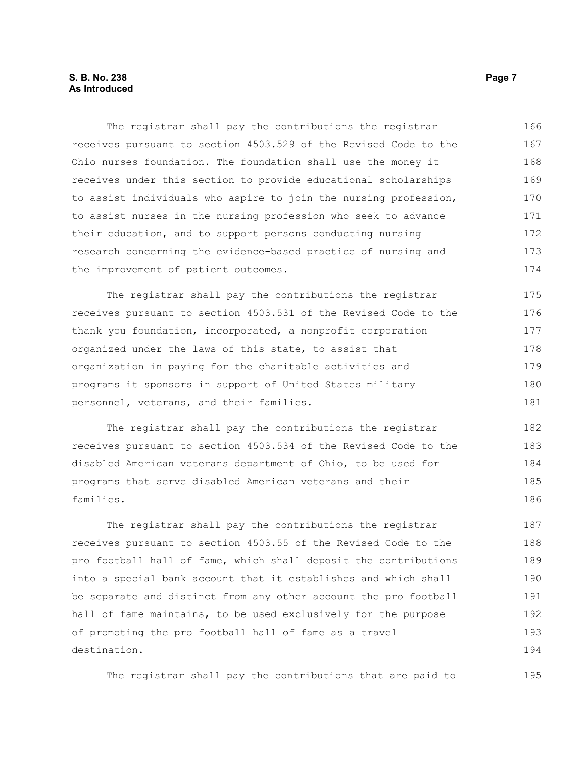The registrar shall pay the contributions the registrar receives pursuant to section 4503.529 of the Revised Code to the Ohio nurses foundation. The foundation shall use the money it receives under this section to provide educational scholarships to assist individuals who aspire to join the nursing profession, to assist nurses in the nursing profession who seek to advance their education, and to support persons conducting nursing research concerning the evidence-based practice of nursing and the improvement of patient outcomes.

The registrar shall pay the contributions the registrar receives pursuant to section 4503.531 of the Revised Code to the thank you foundation, incorporated, a nonprofit corporation organized under the laws of this state, to assist that organization in paying for the charitable activities and programs it sponsors in support of United States military personnel, veterans, and their families.

The registrar shall pay the contributions the registrar receives pursuant to section 4503.534 of the Revised Code to the disabled American veterans department of Ohio, to be used for programs that serve disabled American veterans and their families.

The registrar shall pay the contributions the registrar receives pursuant to section 4503.55 of the Revised Code to the pro football hall of fame, which shall deposit the contributions into a special bank account that it establishes and which shall be separate and distinct from any other account the pro football hall of fame maintains, to be used exclusively for the purpose of promoting the pro football hall of fame as a travel destination.

The registrar shall pay the contributions that are paid to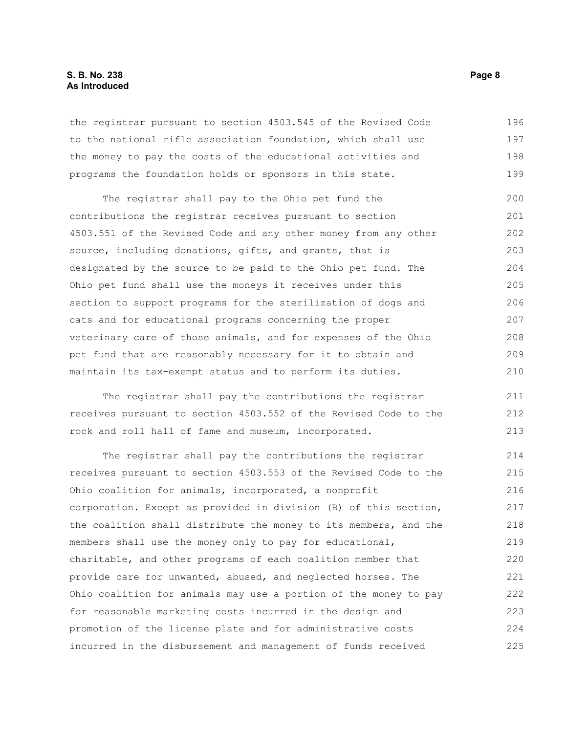the registrar pursuant to section 4503.545 of the Revised Code to the national rifle association foundation, which shall use the money to pay the costs of the educational activities and programs the foundation holds or sponsors in this state.

The registrar shall pay to the Ohio pet fund the contributions the registrar receives pursuant to section 4503.551 of the Revised Code and any other money from any other source, including donations, gifts, and grants, that is designated by the source to be paid to the Ohio pet fund. The Ohio pet fund shall use the moneys it receives under this section to support programs for the sterilization of dogs and cats and for educational programs concerning the proper veterinary care of those animals, and for expenses of the Ohio pet fund that are reasonably necessary for it to obtain and maintain its tax-exempt status and to perform its duties.

The registrar shall pay the contributions the registrar receives pursuant to section 4503.552 of the Revised Code to the rock and roll hall of fame and museum, incorporated.

The registrar shall pay the contributions the registrar receives pursuant to section 4503.553 of the Revised Code to the Ohio coalition for animals, incorporated, a nonprofit corporation. Except as provided in division (B) of this section, the coalition shall distribute the money to its members, and the members shall use the money only to pay for educational, charitable, and other programs of each coalition member that provide care for unwanted, abused, and neglected horses. The Ohio coalition for animals may use a portion of the money to pay for reasonable marketing costs incurred in the design and promotion of the license plate and for administrative costs incurred in the disbursement and management of funds received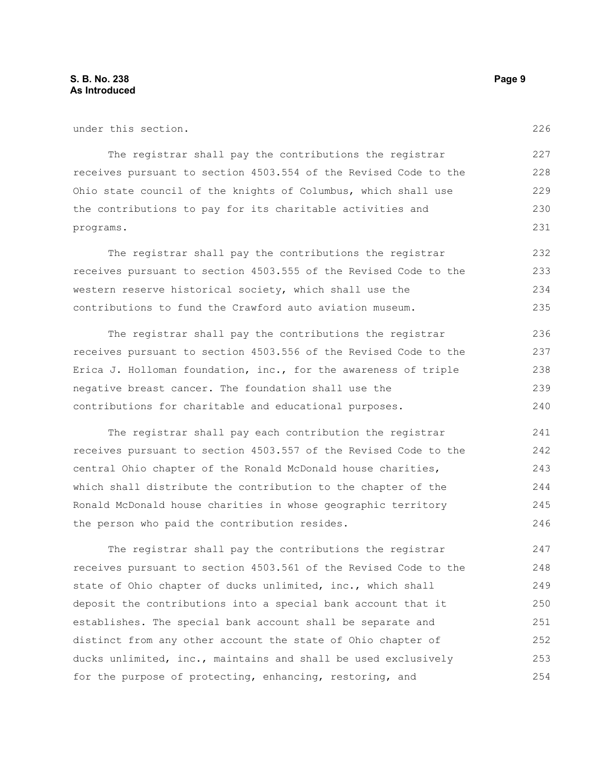under this section.

The registrar shall pay the contributions the registrar receives pursuant to section 4503.554 of the Revised Code to the Ohio state council of the knights of Columbus, which shall use the contributions to pay for its charitable activities and programs.

The registrar shall pay the contributions the registrar receives pursuant to section 4503.555 of the Revised Code to the western reserve historical society, which shall use the contributions to fund the Crawford auto aviation museum.

The registrar shall pay the contributions the registrar receives pursuant to section 4503.556 of the Revised Code to the Erica J. Holloman foundation, inc., for the awareness of triple negative breast cancer. The foundation shall use the contributions for charitable and educational purposes.

The registrar shall pay each contribution the registrar receives pursuant to section 4503.557 of the Revised Code to the central Ohio chapter of the Ronald McDonald house charities, which shall distribute the contribution to the chapter of the Ronald McDonald house charities in whose geographic territory the person who paid the contribution resides.

The registrar shall pay the contributions the registrar receives pursuant to section 4503.561 of the Revised Code to the state of Ohio chapter of ducks unlimited, inc., which shall deposit the contributions into a special bank account that it establishes. The special bank account shall be separate and distinct from any other account the state of Ohio chapter of ducks unlimited, inc., maintains and shall be used exclusively for the purpose of protecting, enhancing, restoring, and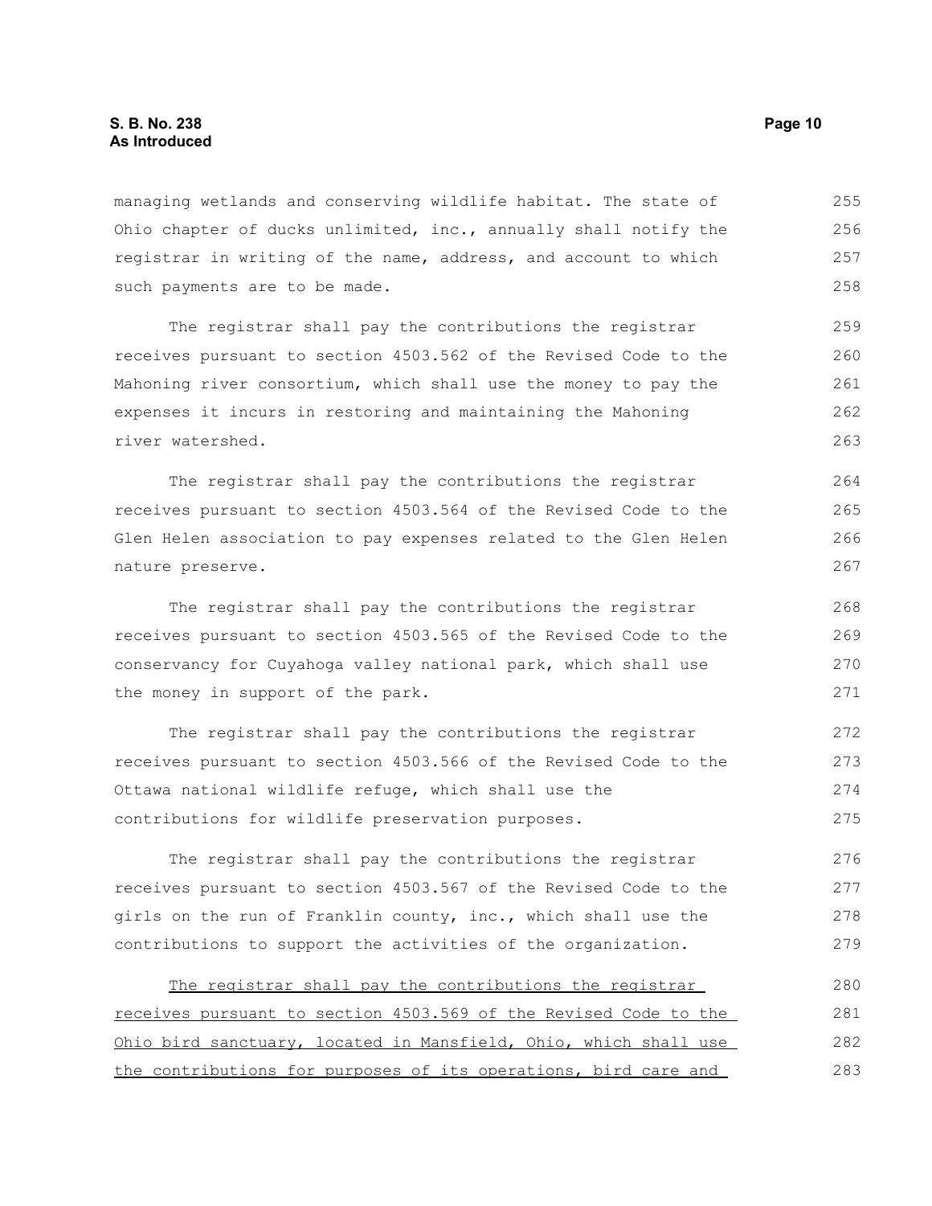managing wetlands and conserving wildlife habitat. The state of Ohio chapter of ducks unlimited, inc., annually shall notify the registrar in writing of the name, address, and account to which such payments are to be made.

The registrar shall pay the contributions the registrar receives pursuant to section 4503.562 of the Revised Code to the Mahoning river consortium, which shall use the money to pay the expenses it incurs in restoring and maintaining the Mahoning river watershed.

The registrar shall pay the contributions the registrar receives pursuant to section 4503.564 of the Revised Code to the Glen Helen association to pay expenses related to the Glen Helen nature preserve.

The registrar shall pay the contributions the registrar receives pursuant to section 4503.565 of the Revised Code to the conservancy for Cuyahoga valley national park, which shall use the money in support of the park.

The registrar shall pay the contributions the registrar receives pursuant to section 4503.566 of the Revised Code to the Ottawa national wildlife refuge, which shall use the contributions for wildlife preservation purposes.

The registrar shall pay the contributions the registrar receives pursuant to section 4503.567 of the Revised Code to the girls on the run of Franklin county, inc., which shall use the contributions to support the activities of the organization.

<u>The registrar shall pay the contributions the registrar receives pursuant to section 4503.569 of the Revised Code to the Ohio bird sanctuary, located in Mansfield, Ohio, which shall use the contributions for purposes of its operations, bird care and</u>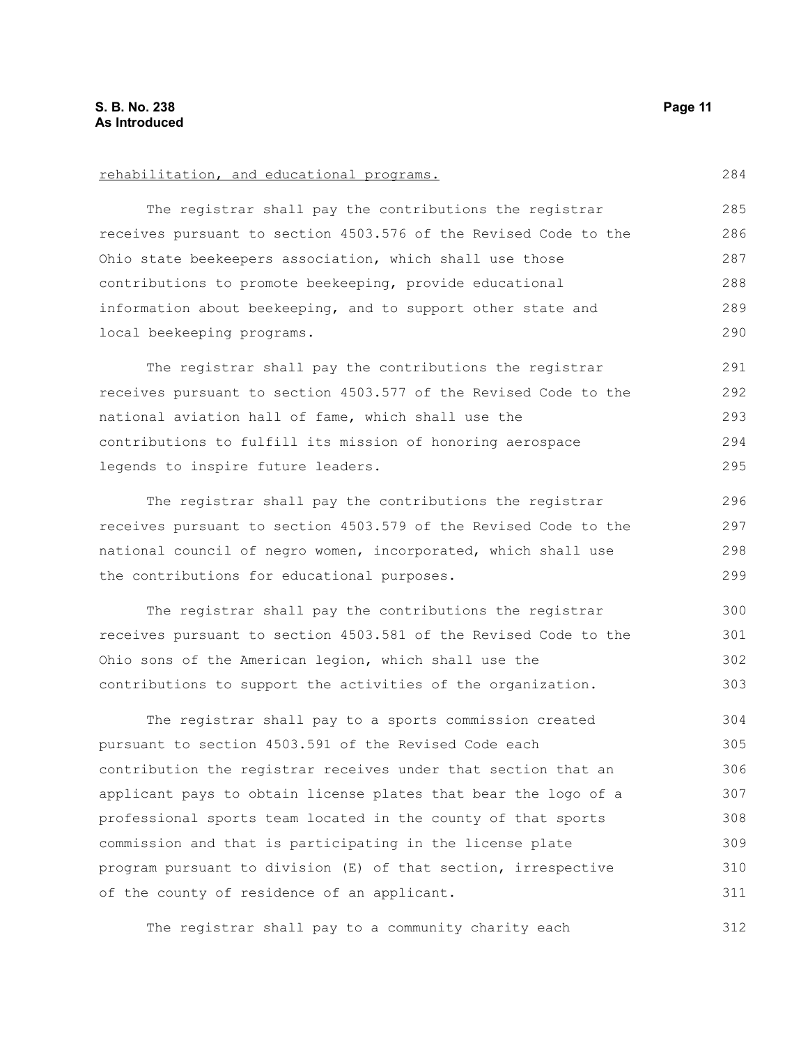rehabilitation, and educational programs.

The registrar shall pay the contributions the registrar receives pursuant to section 4503.576 of the Revised Code to the Ohio state beekeepers association, which shall use those contributions to promote beekeeping, provide educational information about beekeeping, and to support other state and local beekeeping programs.

The registrar shall pay the contributions the registrar receives pursuant to section 4503.577 of the Revised Code to the national aviation hall of fame, which shall use the contributions to fulfill its mission of honoring aerospace legends to inspire future leaders.

The registrar shall pay the contributions the registrar receives pursuant to section 4503.579 of the Revised Code to the national council of negro women, incorporated, which shall use the contributions for educational purposes.

The registrar shall pay the contributions the registrar receives pursuant to section 4503.581 of the Revised Code to the Ohio sons of the American legion, which shall use the contributions to support the activities of the organization.

The registrar shall pay to a sports commission created pursuant to section 4503.591 of the Revised Code each contribution the registrar receives under that section that an applicant pays to obtain license plates that bear the logo of a professional sports team located in the county of that sports commission and that is participating in the license plate program pursuant to division (E) of that section, irrespective of the county of residence of an applicant.

The registrar shall pay to a community charity each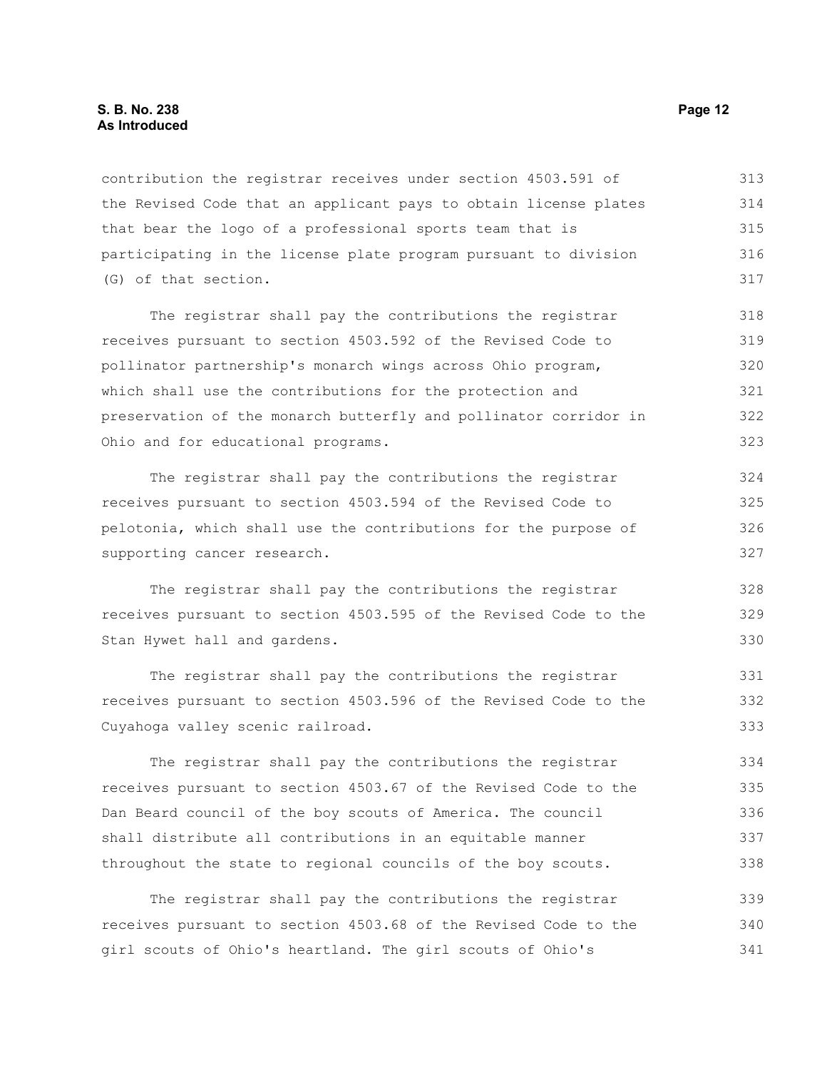contribution the registrar receives under section 4503.591 of the Revised Code that an applicant pays to obtain license plates that bear the logo of a professional sports team that is participating in the license plate program pursuant to division (G) of that section.

The registrar shall pay the contributions the registrar receives pursuant to section 4503.592 of the Revised Code to pollinator partnership's monarch wings across Ohio program, which shall use the contributions for the protection and preservation of the monarch butterfly and pollinator corridor in Ohio and for educational programs.

The registrar shall pay the contributions the registrar receives pursuant to section 4503.594 of the Revised Code to pelotonia, which shall use the contributions for the purpose of supporting cancer research.

The registrar shall pay the contributions the registrar receives pursuant to section 4503.595 of the Revised Code to the Stan Hywet hall and gardens.

The registrar shall pay the contributions the registrar receives pursuant to section 4503.596 of the Revised Code to the Cuyahoga valley scenic railroad.

The registrar shall pay the contributions the registrar receives pursuant to section 4503.67 of the Revised Code to the Dan Beard council of the boy scouts of America. The council shall distribute all contributions in an equitable manner throughout the state to regional councils of the boy scouts.

The registrar shall pay the contributions the registrar receives pursuant to section 4503.68 of the Revised Code to the girl scouts of Ohio's heartland. The girl scouts of Ohio's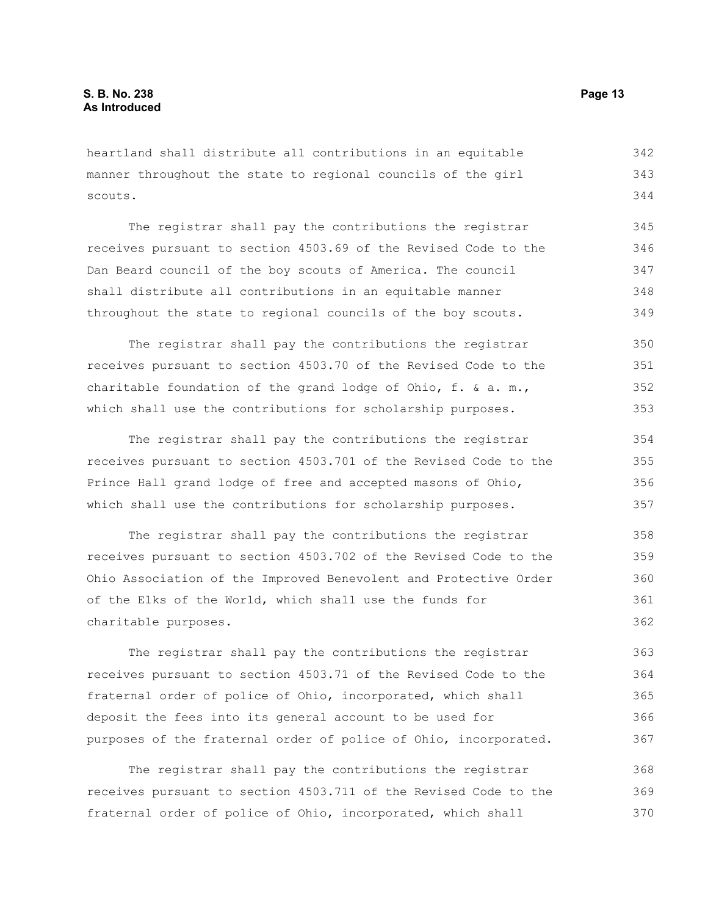heartland shall distribute all contributions in an equitable manner throughout the state to regional councils of the girl scouts.

The registrar shall pay the contributions the registrar receives pursuant to section 4503.69 of the Revised Code to the Dan Beard council of the boy scouts of America. The council shall distribute all contributions in an equitable manner throughout the state to regional councils of the boy scouts.

The registrar shall pay the contributions the registrar receives pursuant to section 4503.70 of the Revised Code to the charitable foundation of the grand lodge of Ohio, f. & a. m., which shall use the contributions for scholarship purposes.

The registrar shall pay the contributions the registrar receives pursuant to section 4503.701 of the Revised Code to the Prince Hall grand lodge of free and accepted masons of Ohio, which shall use the contributions for scholarship purposes.

The registrar shall pay the contributions the registrar receives pursuant to section 4503.702 of the Revised Code to the Ohio Association of the Improved Benevolent and Protective Order of the Elks of the World, which shall use the funds for charitable purposes.

The registrar shall pay the contributions the registrar receives pursuant to section 4503.71 of the Revised Code to the fraternal order of police of Ohio, incorporated, which shall deposit the fees into its general account to be used for purposes of the fraternal order of police of Ohio, incorporated.

The registrar shall pay the contributions the registrar receives pursuant to section 4503.711 of the Revised Code to the fraternal order of police of Ohio, incorporated, which shall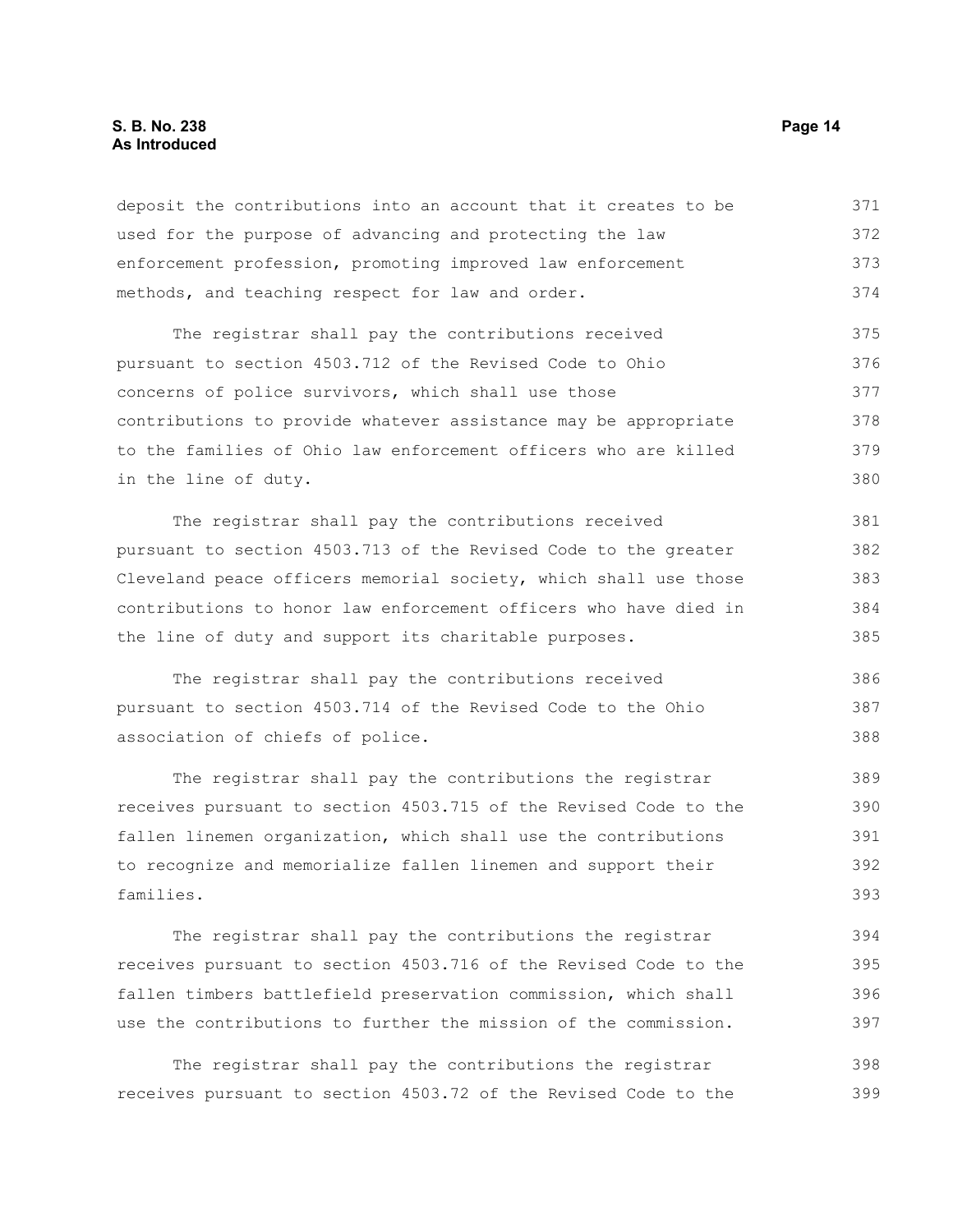deposit the contributions into an account that it creates to be used for the purpose of advancing and protecting the law enforcement profession, promoting improved law enforcement methods, and teaching respect for law and order.

The registrar shall pay the contributions received pursuant to section 4503.712 of the Revised Code to Ohio concerns of police survivors, which shall use those contributions to provide whatever assistance may be appropriate to the families of Ohio law enforcement officers who are killed in the line of duty.

The registrar shall pay the contributions received pursuant to section 4503.713 of the Revised Code to the greater Cleveland peace officers memorial society, which shall use those contributions to honor law enforcement officers who have died in the line of duty and support its charitable purposes.

The registrar shall pay the contributions received pursuant to section 4503.714 of the Revised Code to the Ohio association of chiefs of police.

The registrar shall pay the contributions the registrar receives pursuant to section 4503.715 of the Revised Code to the fallen linemen organization, which shall use the contributions to recognize and memorialize fallen linemen and support their families.

The registrar shall pay the contributions the registrar receives pursuant to section 4503.716 of the Revised Code to the fallen timbers battlefield preservation commission, which shall use the contributions to further the mission of the commission.

The registrar shall pay the contributions the registrar receives pursuant to section 4503.72 of the Revised Code to the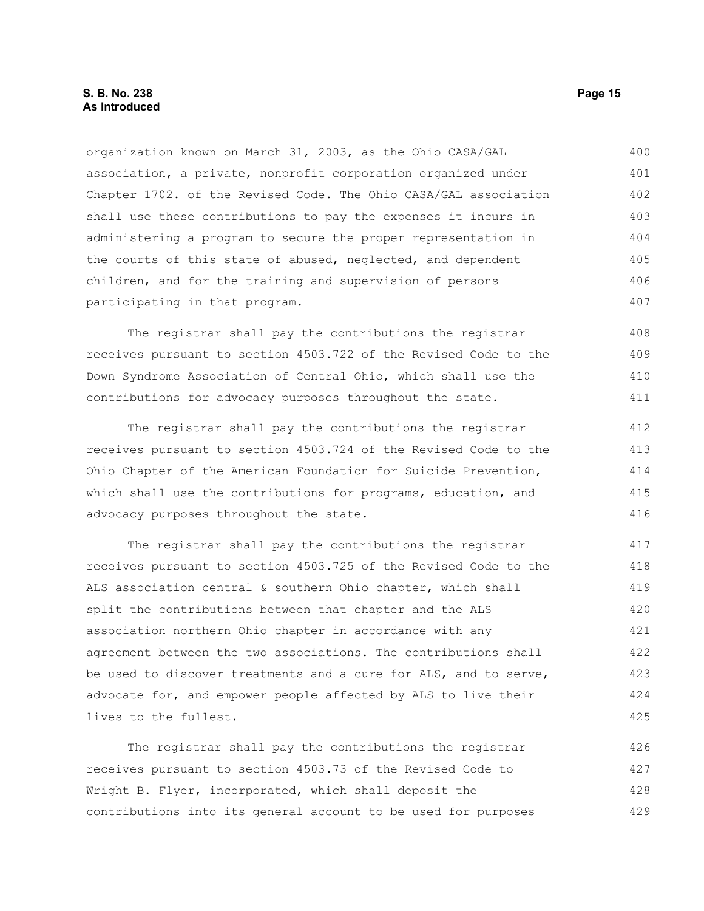organization known on March 31, 2003, as the Ohio CASA/GAL association, a private, nonprofit corporation organized under Chapter 1702. of the Revised Code. The Ohio CASA/GAL association shall use these contributions to pay the expenses it incurs in administering a program to secure the proper representation in the courts of this state of abused, neglected, and dependent children, and for the training and supervision of persons participating in that program.

The registrar shall pay the contributions the registrar receives pursuant to section 4503.722 of the Revised Code to the Down Syndrome Association of Central Ohio, which shall use the contributions for advocacy purposes throughout the state.

The registrar shall pay the contributions the registrar receives pursuant to section 4503.724 of the Revised Code to the Ohio Chapter of the American Foundation for Suicide Prevention, which shall use the contributions for programs, education, and advocacy purposes throughout the state.

The registrar shall pay the contributions the registrar receives pursuant to section 4503.725 of the Revised Code to the ALS association central & southern Ohio chapter, which shall split the contributions between that chapter and the ALS association northern Ohio chapter in accordance with any agreement between the two associations. The contributions shall be used to discover treatments and a cure for ALS, and to serve, advocate for, and empower people affected by ALS to live their lives to the fullest.

The registrar shall pay the contributions the registrar receives pursuant to section 4503.73 of the Revised Code to Wright B. Flyer, incorporated, which shall deposit the contributions into its general account to be used for purposes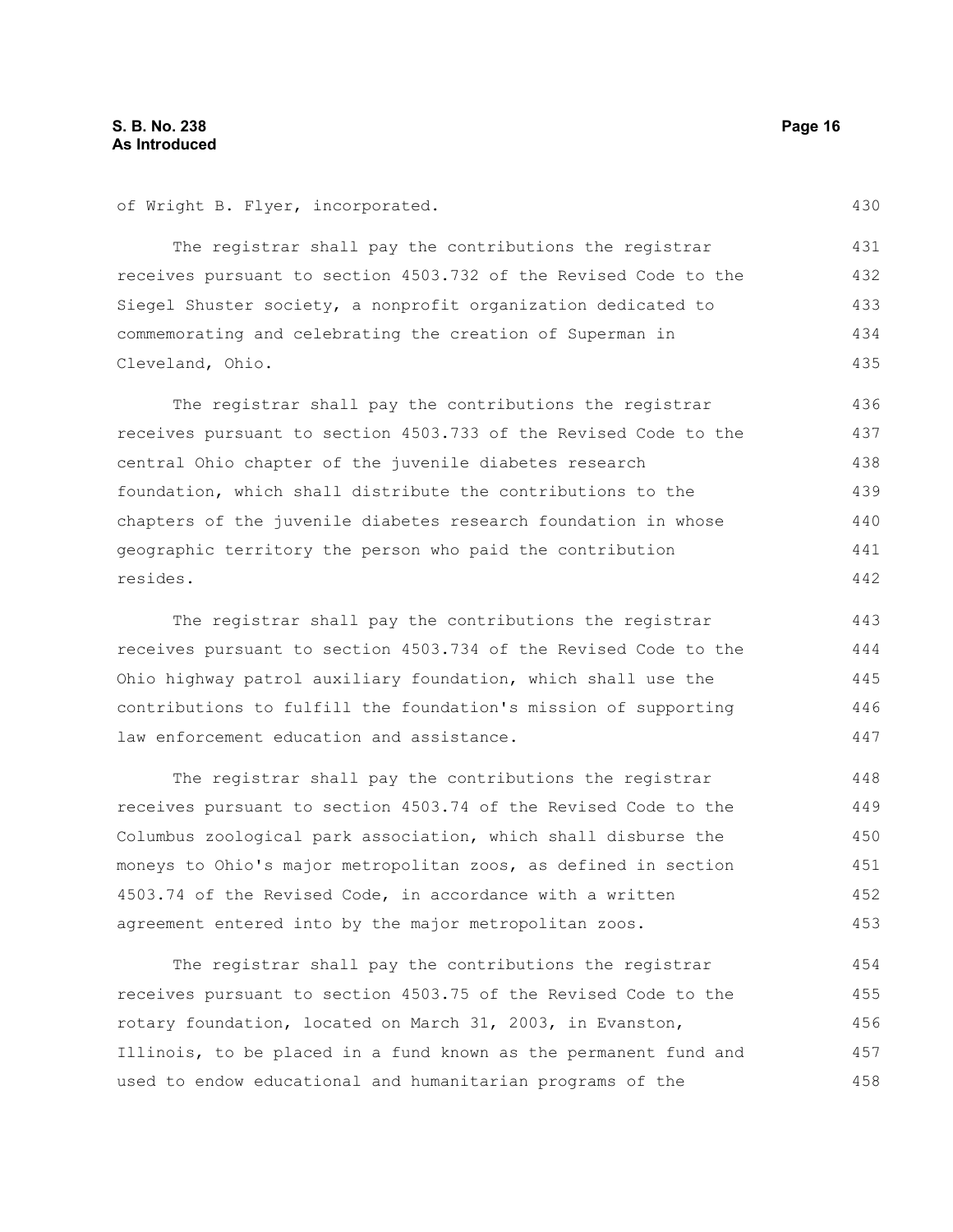of Wright B. Flyer, incorporated.

The registrar shall pay the contributions the registrar receives pursuant to section 4503.732 of the Revised Code to the Siegel Shuster society, a nonprofit organization dedicated to commemorating and celebrating the creation of Superman in Cleveland, Ohio.

The registrar shall pay the contributions the registrar receives pursuant to section 4503.733 of the Revised Code to the central Ohio chapter of the juvenile diabetes research foundation, which shall distribute the contributions to the chapters of the juvenile diabetes research foundation in whose geographic territory the person who paid the contribution resides.

The registrar shall pay the contributions the registrar receives pursuant to section 4503.734 of the Revised Code to the Ohio highway patrol auxiliary foundation, which shall use the contributions to fulfill the foundation's mission of supporting law enforcement education and assistance.

The registrar shall pay the contributions the registrar receives pursuant to section 4503.74 of the Revised Code to the Columbus zoological park association, which shall disburse the moneys to Ohio's major metropolitan zoos, as defined in section 4503.74 of the Revised Code, in accordance with a written agreement entered into by the major metropolitan zoos.

The registrar shall pay the contributions the registrar receives pursuant to section 4503.75 of the Revised Code to the rotary foundation, located on March 31, 2003, in Evanston, Illinois, to be placed in a fund known as the permanent fund and used to endow educational and humanitarian programs of the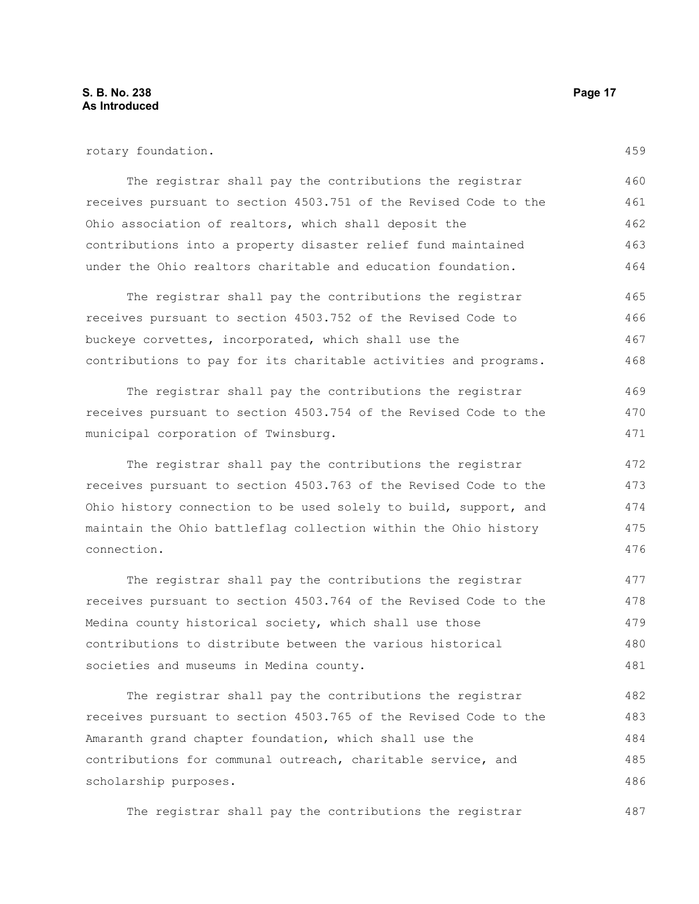rotary foundation.

The registrar shall pay the contributions the registrar receives pursuant to section 4503.751 of the Revised Code to the Ohio association of realtors, which shall deposit the contributions into a property disaster relief fund maintained under the Ohio realtors charitable and education foundation.

The registrar shall pay the contributions the registrar receives pursuant to section 4503.752 of the Revised Code to buckeye corvettes, incorporated, which shall use the contributions to pay for its charitable activities and programs.

The registrar shall pay the contributions the registrar receives pursuant to section 4503.754 of the Revised Code to the municipal corporation of Twinsburg.

The registrar shall pay the contributions the registrar receives pursuant to section 4503.763 of the Revised Code to the Ohio history connection to be used solely to build, support, and maintain the Ohio battleflag collection within the Ohio history connection.

The registrar shall pay the contributions the registrar receives pursuant to section 4503.764 of the Revised Code to the Medina county historical society, which shall use those contributions to distribute between the various historical societies and museums in Medina county.

The registrar shall pay the contributions the registrar receives pursuant to section 4503.765 of the Revised Code to the Amaranth grand chapter foundation, which shall use the contributions for communal outreach, charitable service, and scholarship purposes.

The registrar shall pay the contributions the registrar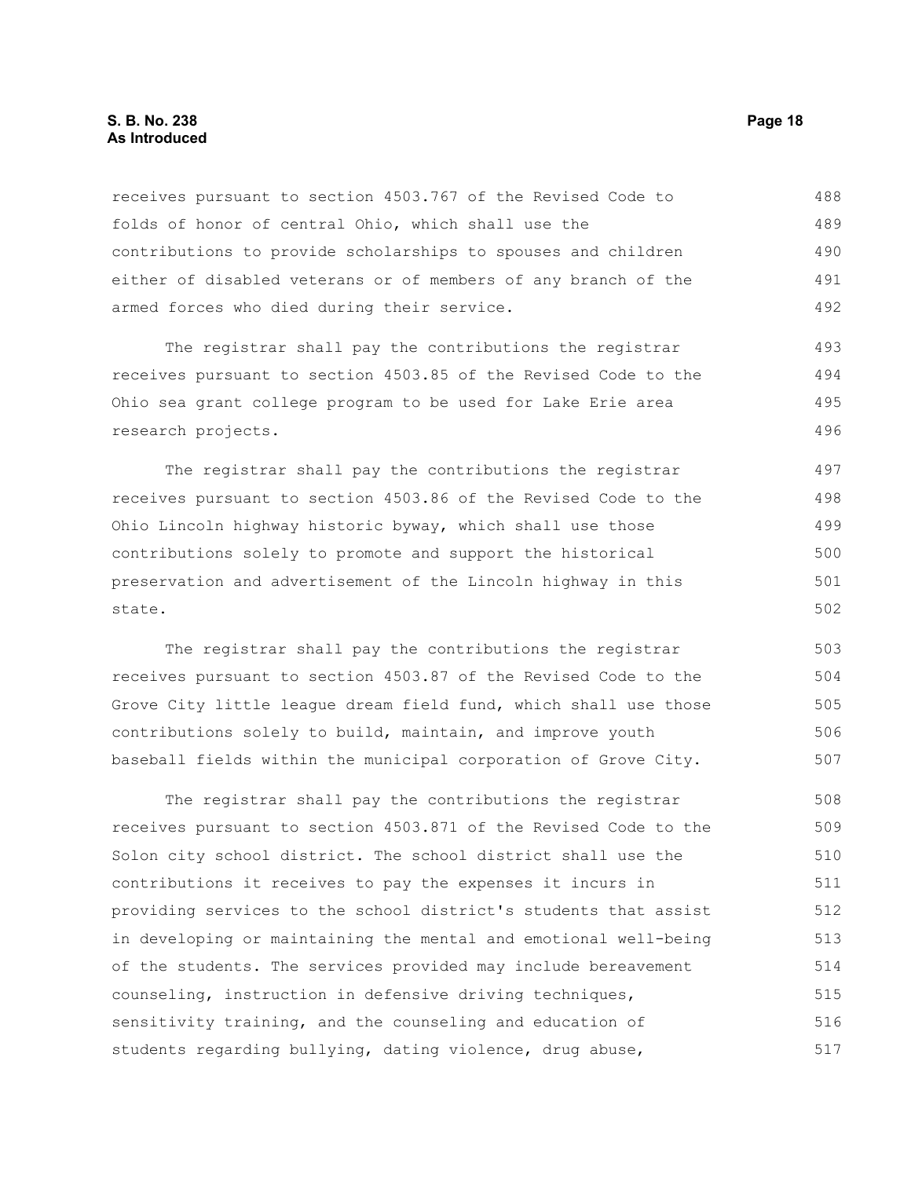receives pursuant to section 4503.767 of the Revised Code to folds of honor of central Ohio, which shall use the contributions to provide scholarships to spouses and children either of disabled veterans or of members of any branch of the armed forces who died during their service.

The registrar shall pay the contributions the registrar receives pursuant to section 4503.85 of the Revised Code to the Ohio sea grant college program to be used for Lake Erie area research projects.

The registrar shall pay the contributions the registrar receives pursuant to section 4503.86 of the Revised Code to the Ohio Lincoln highway historic byway, which shall use those contributions solely to promote and support the historical preservation and advertisement of the Lincoln highway in this state.

The registrar shall pay the contributions the registrar receives pursuant to section 4503.87 of the Revised Code to the Grove City little league dream field fund, which shall use those contributions solely to build, maintain, and improve youth baseball fields within the municipal corporation of Grove City.

The registrar shall pay the contributions the registrar receives pursuant to section 4503.871 of the Revised Code to the Solon city school district. The school district shall use the contributions it receives to pay the expenses it incurs in providing services to the school district's students that assist in developing or maintaining the mental and emotional well-being of the students. The services provided may include bereavement counseling, instruction in defensive driving techniques, sensitivity training, and the counseling and education of students regarding bullying, dating violence, drug abuse,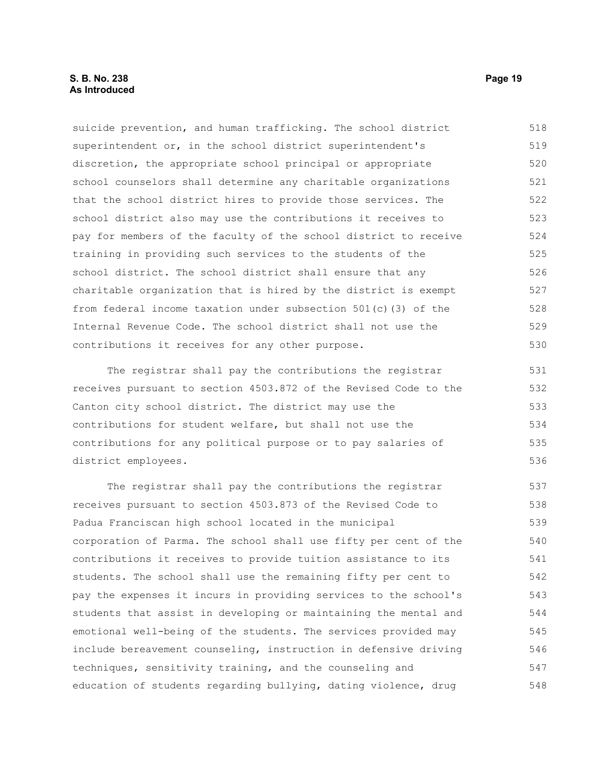suicide prevention, and human trafficking. The school district superintendent or, in the school district superintendent's discretion, the appropriate school principal or appropriate school counselors shall determine any charitable organizations that the school district hires to provide those services. The school district also may use the contributions it receives to pay for members of the faculty of the school district to receive training in providing such services to the students of the school district. The school district shall ensure that any charitable organization that is hired by the district is exempt from federal income taxation under subsection 501(c)(3) of the Internal Revenue Code. The school district shall not use the contributions it receives for any other purpose.

The registrar shall pay the contributions the registrar receives pursuant to section 4503.872 of the Revised Code to the Canton city school district. The district may use the contributions for student welfare, but shall not use the contributions for any political purpose or to pay salaries of district employees.

The registrar shall pay the contributions the registrar receives pursuant to section 4503.873 of the Revised Code to Padua Franciscan high school located in the municipal corporation of Parma. The school shall use fifty per cent of the contributions it receives to provide tuition assistance to its students. The school shall use the remaining fifty per cent to pay the expenses it incurs in providing services to the school's students that assist in developing or maintaining the mental and emotional well-being of the students. The services provided may include bereavement counseling, instruction in defensive driving techniques, sensitivity training, and the counseling and education of students regarding bullying, dating violence, drug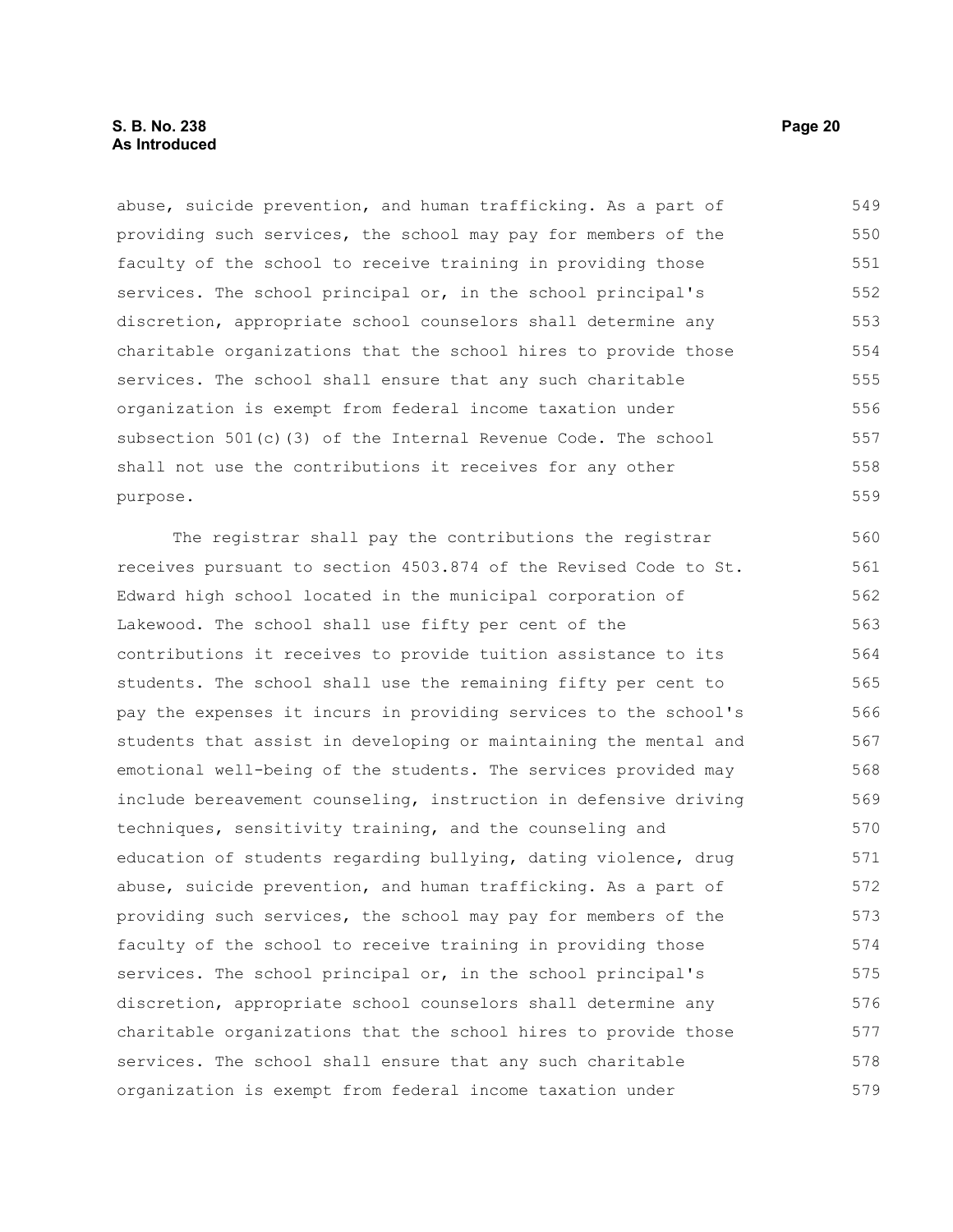abuse, suicide prevention, and human trafficking. As a part of providing such services, the school may pay for members of the faculty of the school to receive training in providing those services. The school principal or, in the school principal's discretion, appropriate school counselors shall determine any charitable organizations that the school hires to provide those services. The school shall ensure that any such charitable organization is exempt from federal income taxation under subsection 501(c)(3) of the Internal Revenue Code. The school shall not use the contributions it receives for any other purpose.

The registrar shall pay the contributions the registrar receives pursuant to section 4503.874 of the Revised Code to St. Edward high school located in the municipal corporation of Lakewood. The school shall use fifty per cent of the contributions it receives to provide tuition assistance to its students. The school shall use the remaining fifty per cent to pay the expenses it incurs in providing services to the school's students that assist in developing or maintaining the mental and emotional well-being of the students. The services provided may include bereavement counseling, instruction in defensive driving techniques, sensitivity training, and the counseling and education of students regarding bullying, dating violence, drug abuse, suicide prevention, and human trafficking. As a part of providing such services, the school may pay for members of the faculty of the school to receive training in providing those services. The school principal or, in the school principal's discretion, appropriate school counselors shall determine any charitable organizations that the school hires to provide those services. The school shall ensure that any such charitable organization is exempt from federal income taxation under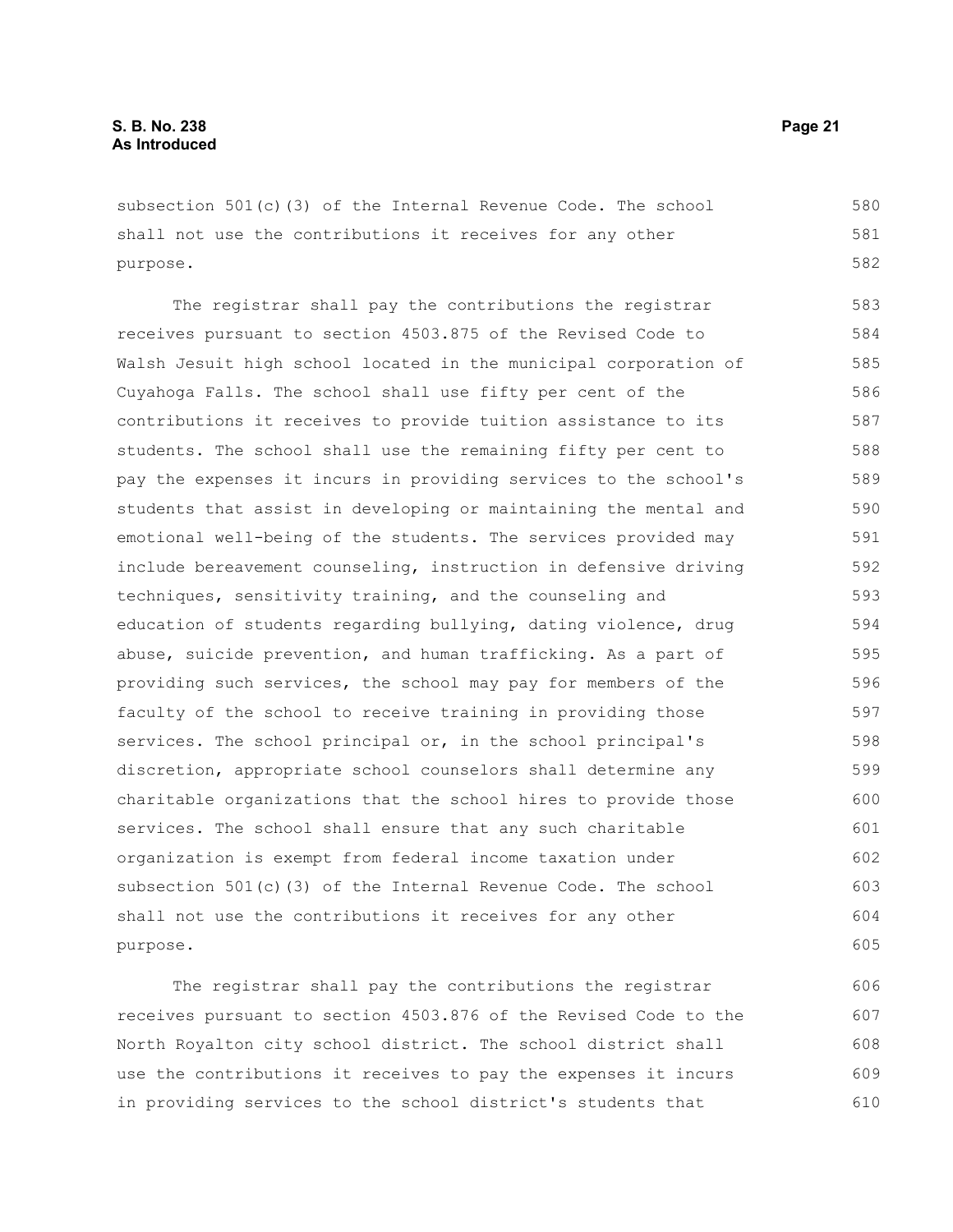subsection 501(c)(3) of the Internal Revenue Code. The school shall not use the contributions it receives for any other purpose.

The registrar shall pay the contributions the registrar receives pursuant to section 4503.875 of the Revised Code to Walsh Jesuit high school located in the municipal corporation of Cuyahoga Falls. The school shall use fifty per cent of the contributions it receives to provide tuition assistance to its students. The school shall use the remaining fifty per cent to pay the expenses it incurs in providing services to the school's students that assist in developing or maintaining the mental and emotional well-being of the students. The services provided may include bereavement counseling, instruction in defensive driving techniques, sensitivity training, and the counseling and education of students regarding bullying, dating violence, drug abuse, suicide prevention, and human trafficking. As a part of providing such services, the school may pay for members of the faculty of the school to receive training in providing those services. The school principal or, in the school principal's discretion, appropriate school counselors shall determine any charitable organizations that the school hires to provide those services. The school shall ensure that any such charitable organization is exempt from federal income taxation under subsection 501(c)(3) of the Internal Revenue Code. The school shall not use the contributions it receives for any other purpose.

The registrar shall pay the contributions the registrar receives pursuant to section 4503.876 of the Revised Code to the North Royalton city school district. The school district shall use the contributions it receives to pay the expenses it incurs in providing services to the school district's students that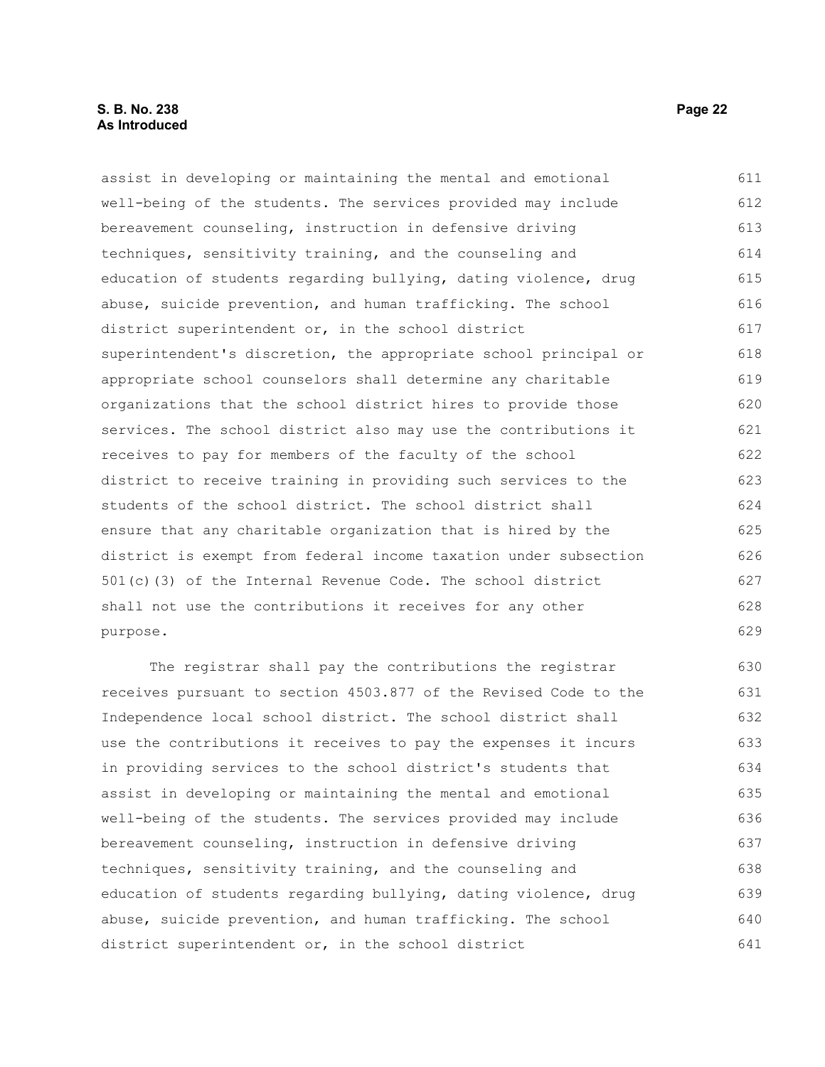assist in developing or maintaining the mental and emotional well-being of the students. The services provided may include bereavement counseling, instruction in defensive driving techniques, sensitivity training, and the counseling and education of students regarding bullying, dating violence, drug abuse, suicide prevention, and human trafficking. The school district superintendent or, in the school district superintendent's discretion, the appropriate school principal or appropriate school counselors shall determine any charitable organizations that the school district hires to provide those services. The school district also may use the contributions it receives to pay for members of the faculty of the school district to receive training in providing such services to the students of the school district. The school district shall ensure that any charitable organization that is hired by the district is exempt from federal income taxation under subsection 501(c)(3) of the Internal Revenue Code. The school district shall not use the contributions it receives for any other purpose.

The registrar shall pay the contributions the registrar receives pursuant to section 4503.877 of the Revised Code to the Independence local school district. The school district shall use the contributions it receives to pay the expenses it incurs in providing services to the school district's students that assist in developing or maintaining the mental and emotional well-being of the students. The services provided may include bereavement counseling, instruction in defensive driving techniques, sensitivity training, and the counseling and education of students regarding bullying, dating violence, drug abuse, suicide prevention, and human trafficking. The school district superintendent or, in the school district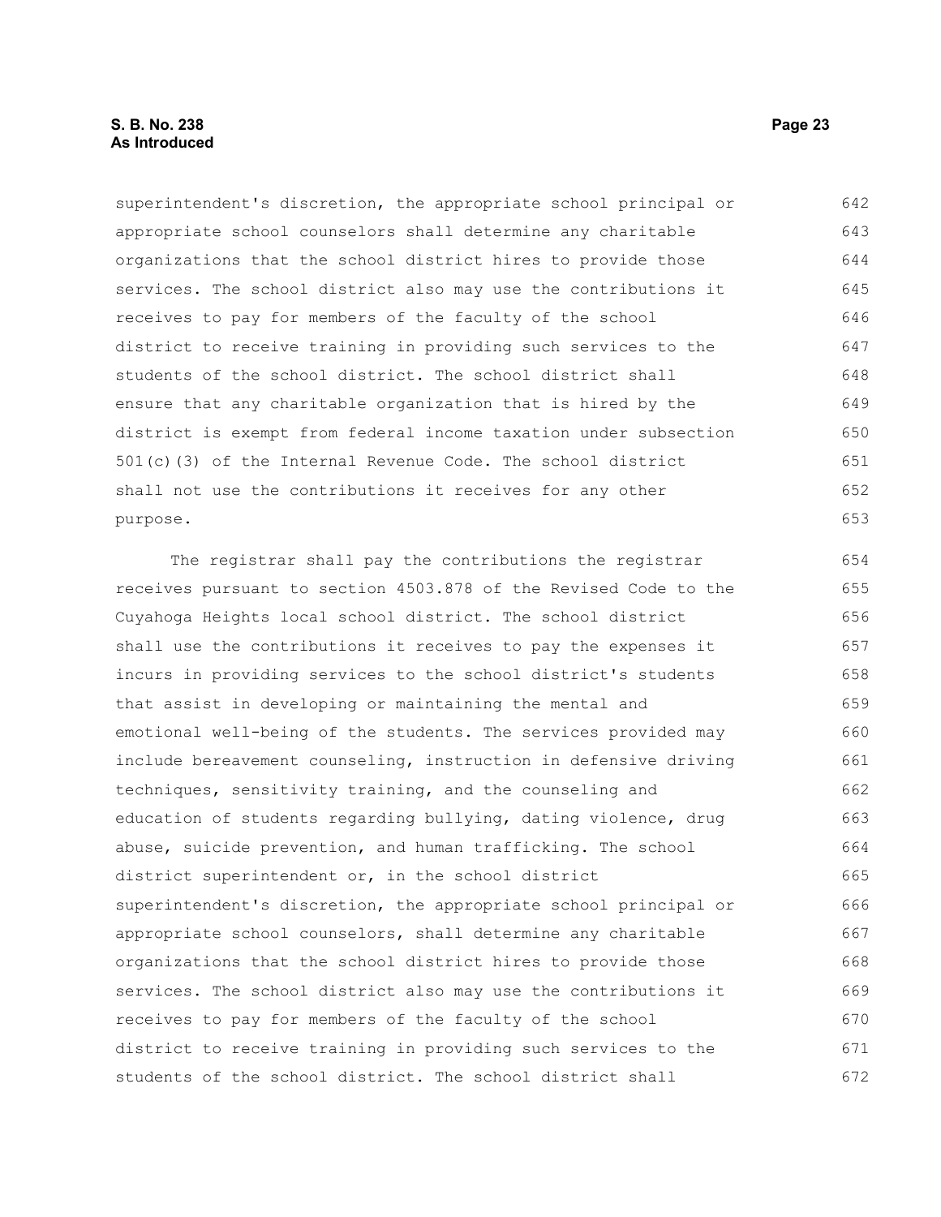superintendent's discretion, the appropriate school principal or appropriate school counselors shall determine any charitable organizations that the school district hires to provide those services. The school district also may use the contributions it receives to pay for members of the faculty of the school district to receive training in providing such services to the students of the school district. The school district shall ensure that any charitable organization that is hired by the district is exempt from federal income taxation under subsection 501(c)(3) of the Internal Revenue Code. The school district shall not use the contributions it receives for any other purpose.

The registrar shall pay the contributions the registrar receives pursuant to section 4503.878 of the Revised Code to the Cuyahoga Heights local school district. The school district shall use the contributions it receives to pay the expenses it incurs in providing services to the school district's students that assist in developing or maintaining the mental and emotional well-being of the students. The services provided may include bereavement counseling, instruction in defensive driving techniques, sensitivity training, and the counseling and education of students regarding bullying, dating violence, drug abuse, suicide prevention, and human trafficking. The school district superintendent or, in the school district superintendent's discretion, the appropriate school principal or appropriate school counselors, shall determine any charitable organizations that the school district hires to provide those services. The school district also may use the contributions it receives to pay for members of the faculty of the school district to receive training in providing such services to the students of the school district. The school district shall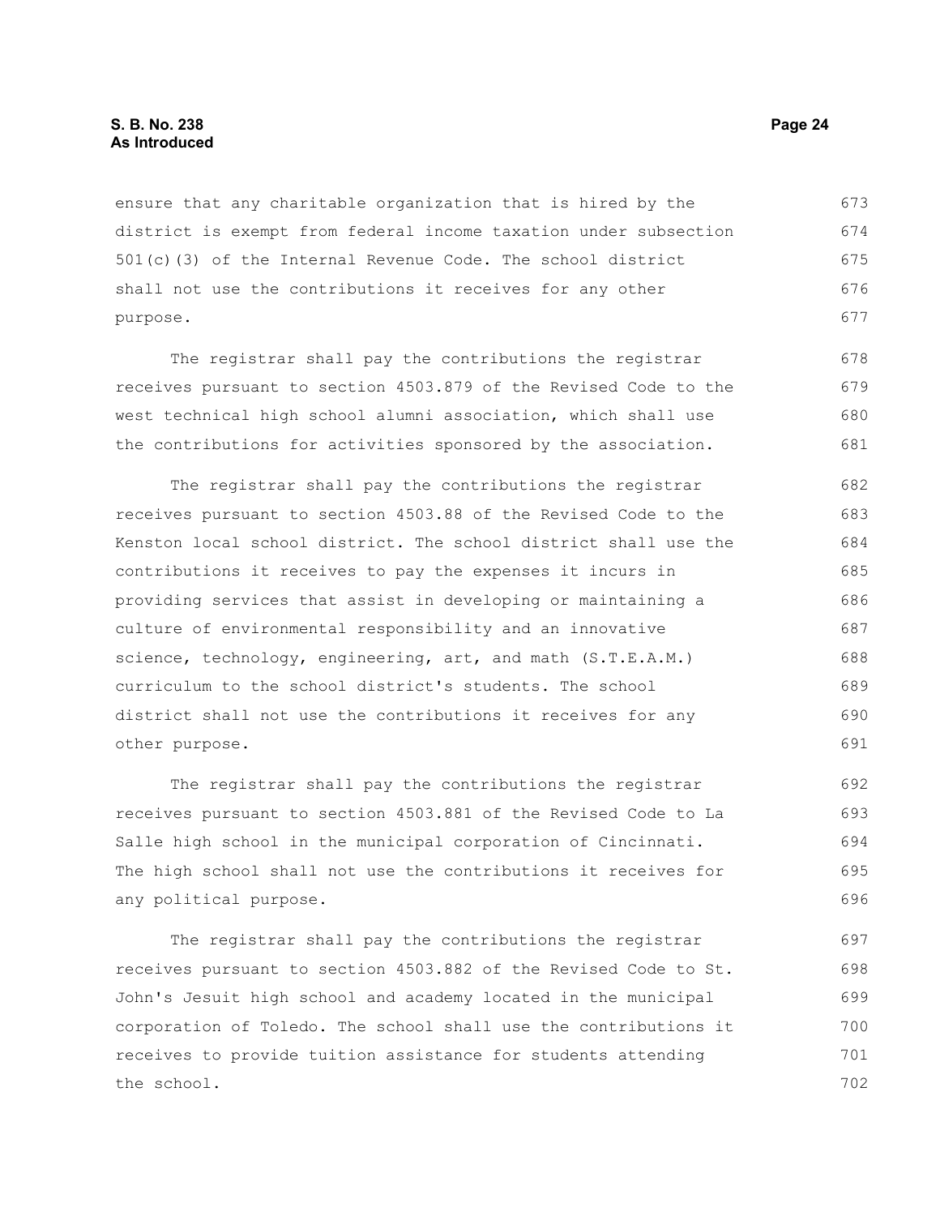ensure that any charitable organization that is hired by the district is exempt from federal income taxation under subsection 501(c)(3) of the Internal Revenue Code. The school district shall not use the contributions it receives for any other purpose.

The registrar shall pay the contributions the registrar receives pursuant to section 4503.879 of the Revised Code to the west technical high school alumni association, which shall use the contributions for activities sponsored by the association.

The registrar shall pay the contributions the registrar receives pursuant to section 4503.88 of the Revised Code to the Kenston local school district. The school district shall use the contributions it receives to pay the expenses it incurs in providing services that assist in developing or maintaining a culture of environmental responsibility and an innovative science, technology, engineering, art, and math (S.T.E.A.M.) curriculum to the school district's students. The school district shall not use the contributions it receives for any other purpose.

The registrar shall pay the contributions the registrar receives pursuant to section 4503.881 of the Revised Code to La Salle high school in the municipal corporation of Cincinnati. The high school shall not use the contributions it receives for any political purpose.

The registrar shall pay the contributions the registrar receives pursuant to section 4503.882 of the Revised Code to St. John's Jesuit high school and academy located in the municipal corporation of Toledo. The school shall use the contributions it receives to provide tuition assistance for students attending the school.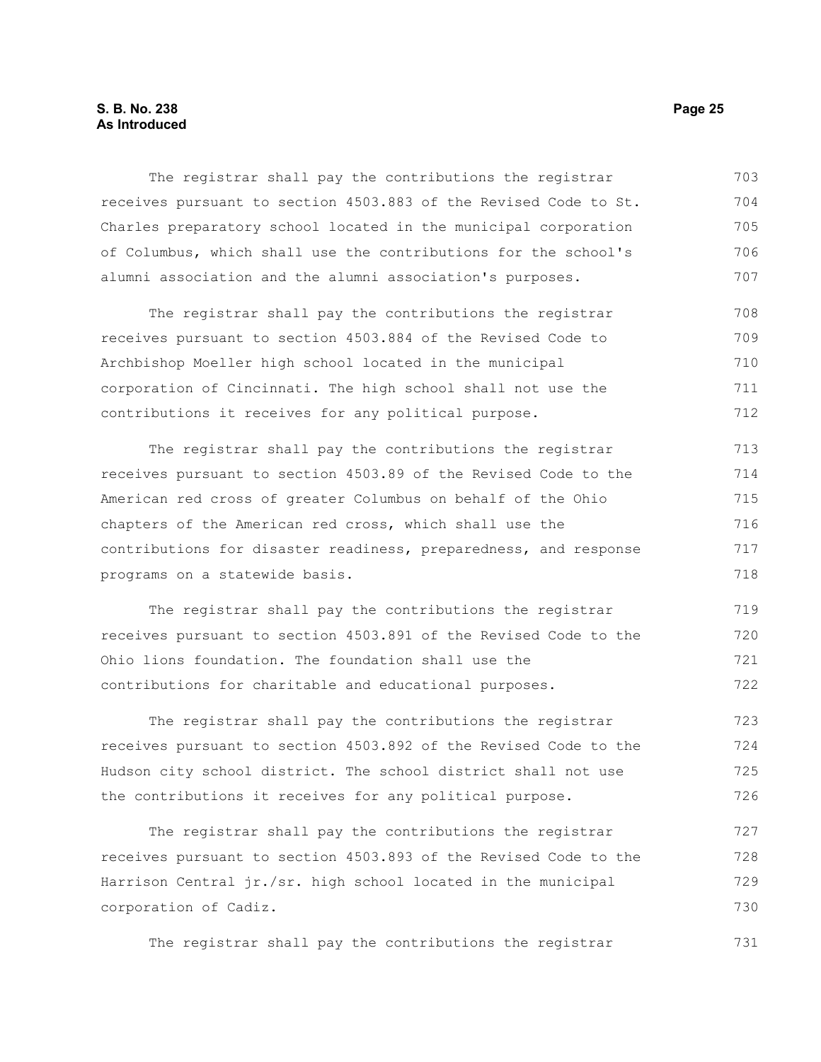The registrar shall pay the contributions the registrar receives pursuant to section 4503.883 of the Revised Code to St. Charles preparatory school located in the municipal corporation of Columbus, which shall use the contributions for the school's alumni association and the alumni association's purposes.

The registrar shall pay the contributions the registrar receives pursuant to section 4503.884 of the Revised Code to Archbishop Moeller high school located in the municipal corporation of Cincinnati. The high school shall not use the contributions it receives for any political purpose.

The registrar shall pay the contributions the registrar receives pursuant to section 4503.89 of the Revised Code to the American red cross of greater Columbus on behalf of the Ohio chapters of the American red cross, which shall use the contributions for disaster readiness, preparedness, and response programs on a statewide basis.

The registrar shall pay the contributions the registrar receives pursuant to section 4503.891 of the Revised Code to the Ohio lions foundation. The foundation shall use the contributions for charitable and educational purposes.

The registrar shall pay the contributions the registrar receives pursuant to section 4503.892 of the Revised Code to the Hudson city school district. The school district shall not use the contributions it receives for any political purpose.

The registrar shall pay the contributions the registrar receives pursuant to section 4503.893 of the Revised Code to the Harrison Central jr./sr. high school located in the municipal corporation of Cadiz.

The registrar shall pay the contributions the registrar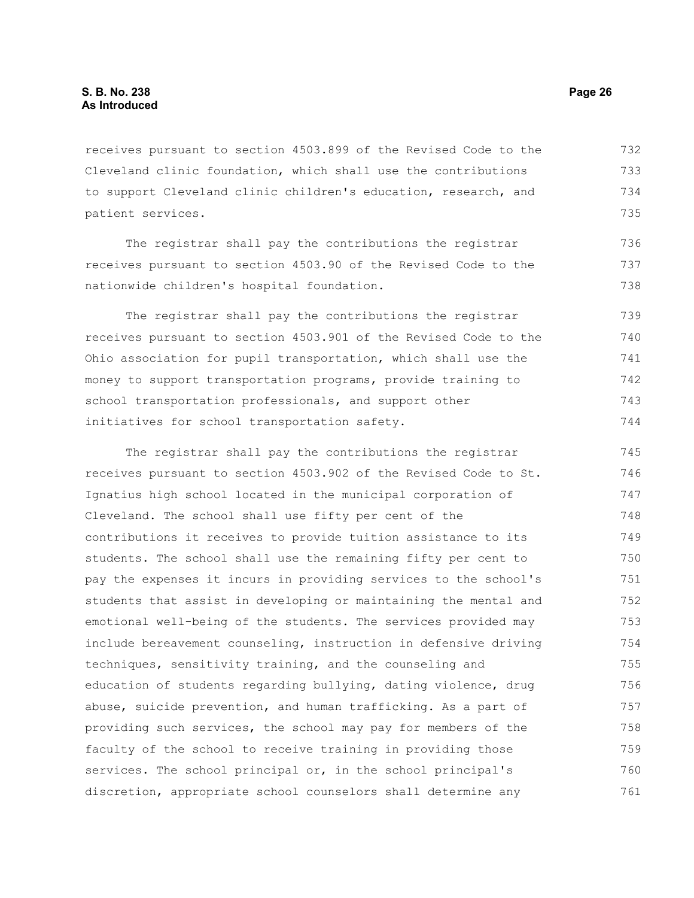receives pursuant to section 4503.899 of the Revised Code to the Cleveland clinic foundation, which shall use the contributions to support Cleveland clinic children's education, research, and patient services.

The registrar shall pay the contributions the registrar receives pursuant to section 4503.90 of the Revised Code to the nationwide children's hospital foundation.

The registrar shall pay the contributions the registrar receives pursuant to section 4503.901 of the Revised Code to the Ohio association for pupil transportation, which shall use the money to support transportation programs, provide training to school transportation professionals, and support other initiatives for school transportation safety.

The registrar shall pay the contributions the registrar receives pursuant to section 4503.902 of the Revised Code to St. Ignatius high school located in the municipal corporation of Cleveland. The school shall use fifty per cent of the contributions it receives to provide tuition assistance to its students. The school shall use the remaining fifty per cent to pay the expenses it incurs in providing services to the school's students that assist in developing or maintaining the mental and emotional well-being of the students. The services provided may include bereavement counseling, instruction in defensive driving techniques, sensitivity training, and the counseling and education of students regarding bullying, dating violence, drug abuse, suicide prevention, and human trafficking. As a part of providing such services, the school may pay for members of the faculty of the school to receive training in providing those services. The school principal or, in the school principal's discretion, appropriate school counselors shall determine any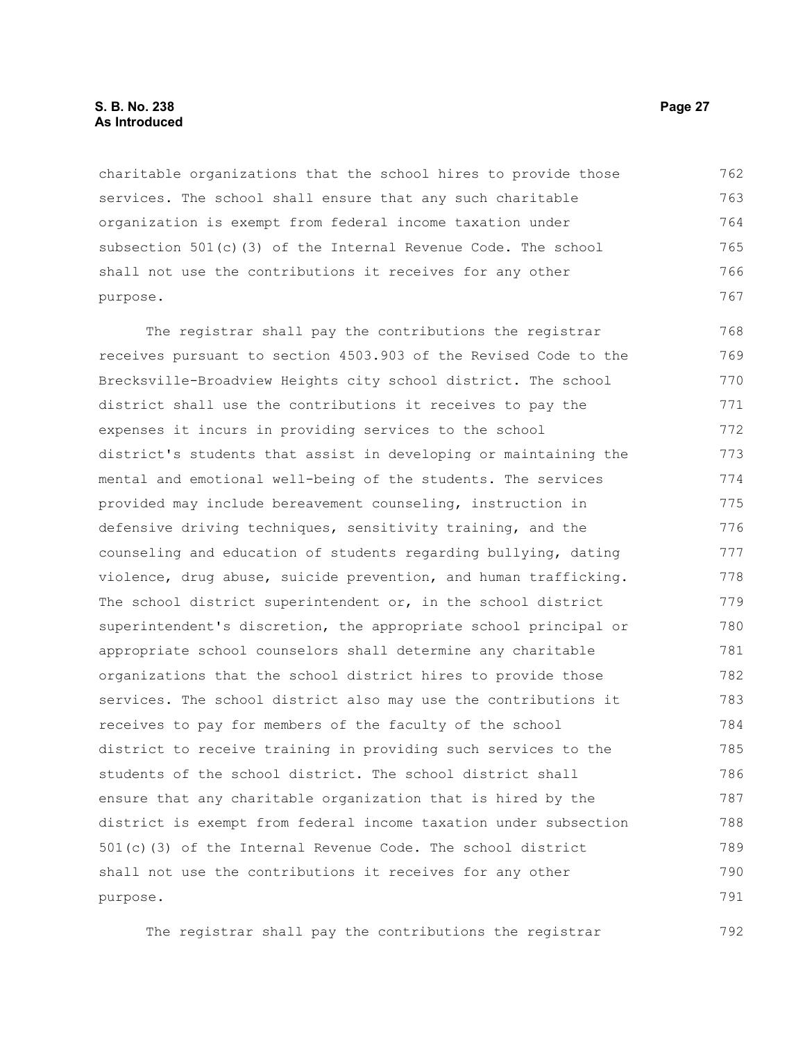charitable organizations that the school hires to provide those services. The school shall ensure that any such charitable organization is exempt from federal income taxation under subsection 501(c)(3) of the Internal Revenue Code. The school shall not use the contributions it receives for any other purpose.

The registrar shall pay the contributions the registrar receives pursuant to section 4503.903 of the Revised Code to the Brecksville-Broadview Heights city school district. The school district shall use the contributions it receives to pay the expenses it incurs in providing services to the school district's students that assist in developing or maintaining the mental and emotional well-being of the students. The services provided may include bereavement counseling, instruction in defensive driving techniques, sensitivity training, and the counseling and education of students regarding bullying, dating violence, drug abuse, suicide prevention, and human trafficking. The school district superintendent or, in the school district superintendent's discretion, the appropriate school principal or appropriate school counselors shall determine any charitable organizations that the school district hires to provide those services. The school district also may use the contributions it receives to pay for members of the faculty of the school district to receive training in providing such services to the students of the school district. The school district shall ensure that any charitable organization that is hired by the district is exempt from federal income taxation under subsection 501(c)(3) of the Internal Revenue Code. The school district shall not use the contributions it receives for any other purpose.

The registrar shall pay the contributions the registrar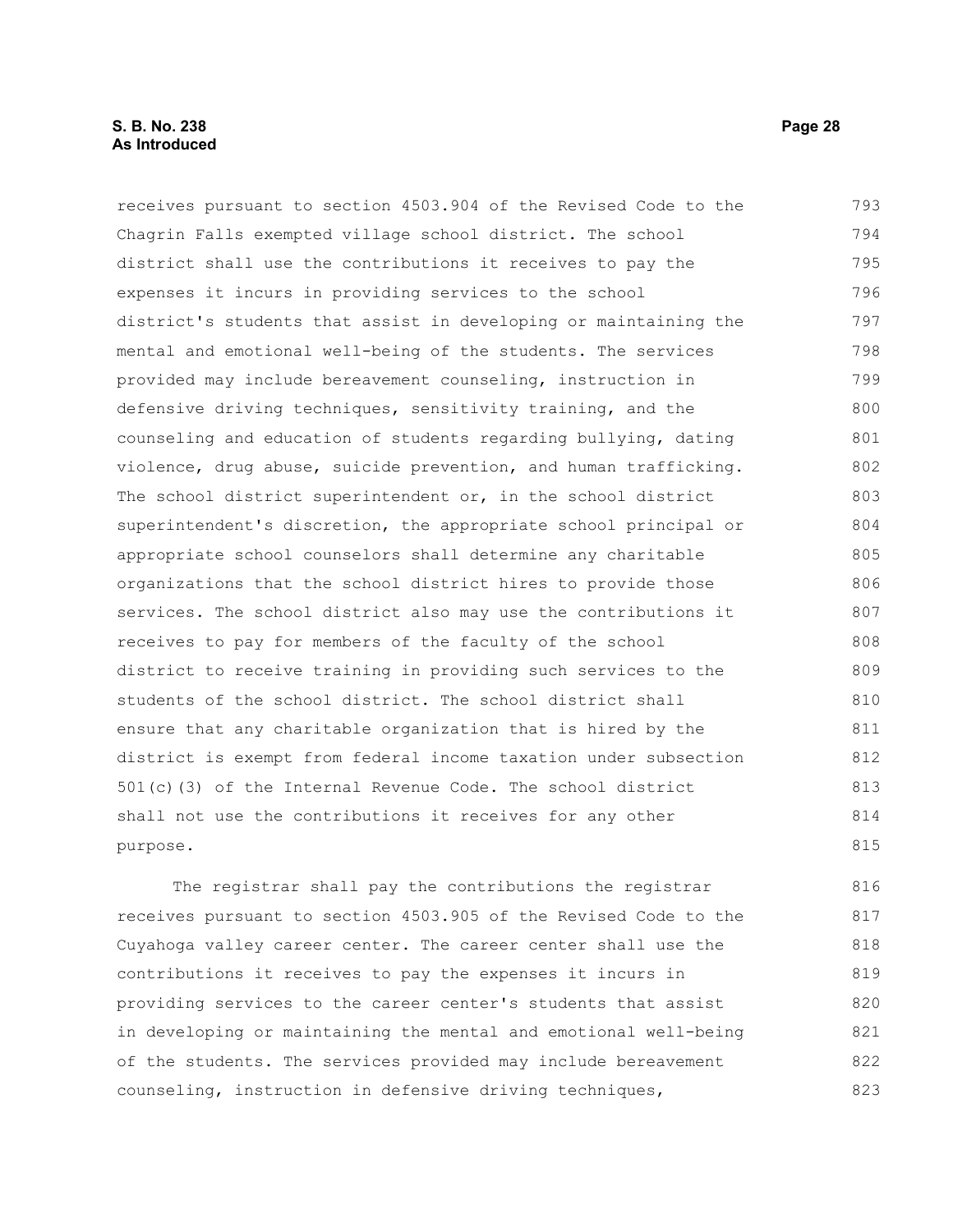receives pursuant to section 4503.904 of the Revised Code to the Chagrin Falls exempted village school district. The school district shall use the contributions it receives to pay the expenses it incurs in providing services to the school district's students that assist in developing or maintaining the mental and emotional well-being of the students. The services provided may include bereavement counseling, instruction in defensive driving techniques, sensitivity training, and the counseling and education of students regarding bullying, dating violence, drug abuse, suicide prevention, and human trafficking. The school district superintendent or, in the school district superintendent's discretion, the appropriate school principal or appropriate school counselors shall determine any charitable organizations that the school district hires to provide those services. The school district also may use the contributions it receives to pay for members of the faculty of the school district to receive training in providing such services to the students of the school district. The school district shall ensure that any charitable organization that is hired by the district is exempt from federal income taxation under subsection 501(c)(3) of the Internal Revenue Code. The school district shall not use the contributions it receives for any other purpose.

The registrar shall pay the contributions the registrar receives pursuant to section 4503.905 of the Revised Code to the Cuyahoga valley career center. The career center shall use the contributions it receives to pay the expenses it incurs in providing services to the career center's students that assist in developing or maintaining the mental and emotional well-being of the students. The services provided may include bereavement counseling, instruction in defensive driving techniques,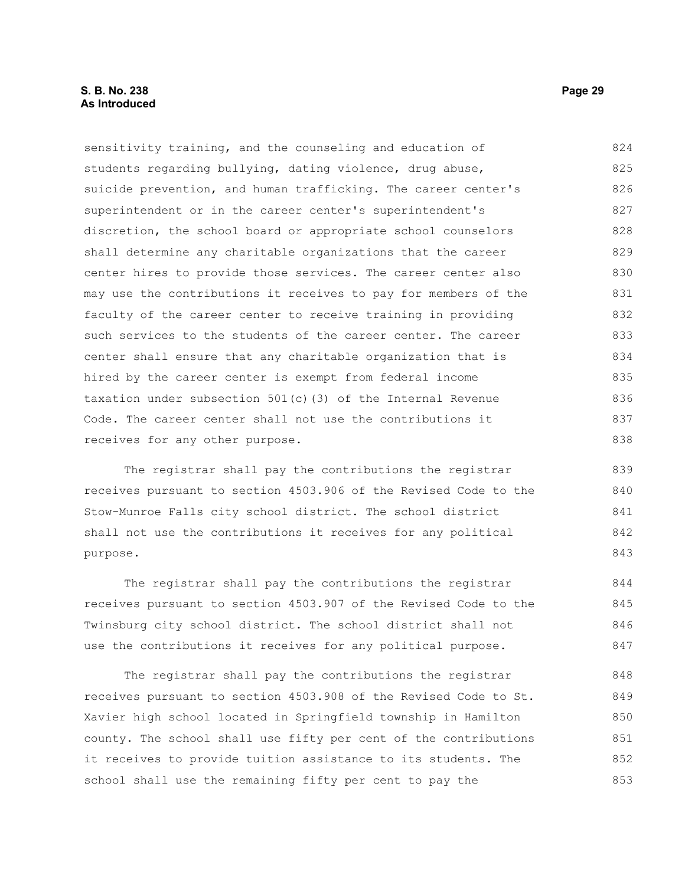sensitivity training, and the counseling and education of students regarding bullying, dating violence, drug abuse, suicide prevention, and human trafficking. The career center's superintendent or in the career center's superintendent's discretion, the school board or appropriate school counselors shall determine any charitable organizations that the career center hires to provide those services. The career center also may use the contributions it receives to pay for members of the faculty of the career center to receive training in providing such services to the students of the career center. The career center shall ensure that any charitable organization that is hired by the career center is exempt from federal income taxation under subsection 501(c)(3) of the Internal Revenue Code. The career center shall not use the contributions it receives for any other purpose.

The registrar shall pay the contributions the registrar receives pursuant to section 4503.906 of the Revised Code to the Stow-Munroe Falls city school district. The school district shall not use the contributions it receives for any political purpose.

The registrar shall pay the contributions the registrar receives pursuant to section 4503.907 of the Revised Code to the Twinsburg city school district. The school district shall not use the contributions it receives for any political purpose.

The registrar shall pay the contributions the registrar receives pursuant to section 4503.908 of the Revised Code to St. Xavier high school located in Springfield township in Hamilton county. The school shall use fifty per cent of the contributions it receives to provide tuition assistance to its students. The school shall use the remaining fifty per cent to pay the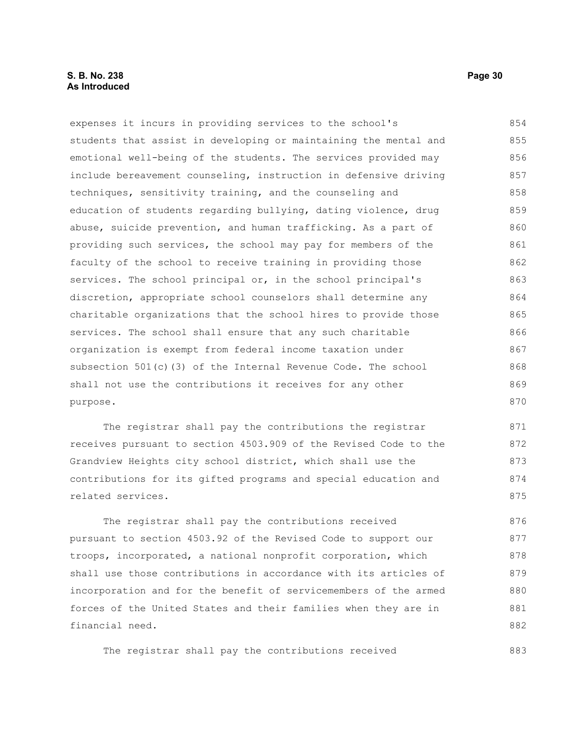expenses it incurs in providing services to the school's students that assist in developing or maintaining the mental and emotional well-being of the students. The services provided may include bereavement counseling, instruction in defensive driving techniques, sensitivity training, and the counseling and education of students regarding bullying, dating violence, drug abuse, suicide prevention, and human trafficking. As a part of providing such services, the school may pay for members of the faculty of the school to receive training in providing those services. The school principal or, in the school principal's discretion, appropriate school counselors shall determine any charitable organizations that the school hires to provide those services. The school shall ensure that any such charitable organization is exempt from federal income taxation under subsection 501(c)(3) of the Internal Revenue Code. The school shall not use the contributions it receives for any other purpose.

The registrar shall pay the contributions the registrar receives pursuant to section 4503.909 of the Revised Code to the Grandview Heights city school district, which shall use the contributions for its gifted programs and special education and related services.

The registrar shall pay the contributions received pursuant to section 4503.92 of the Revised Code to support our troops, incorporated, a national nonprofit corporation, which shall use those contributions in accordance with its articles of incorporation and for the benefit of servicemembers of the armed forces of the United States and their families when they are in financial need.

The registrar shall pay the contributions received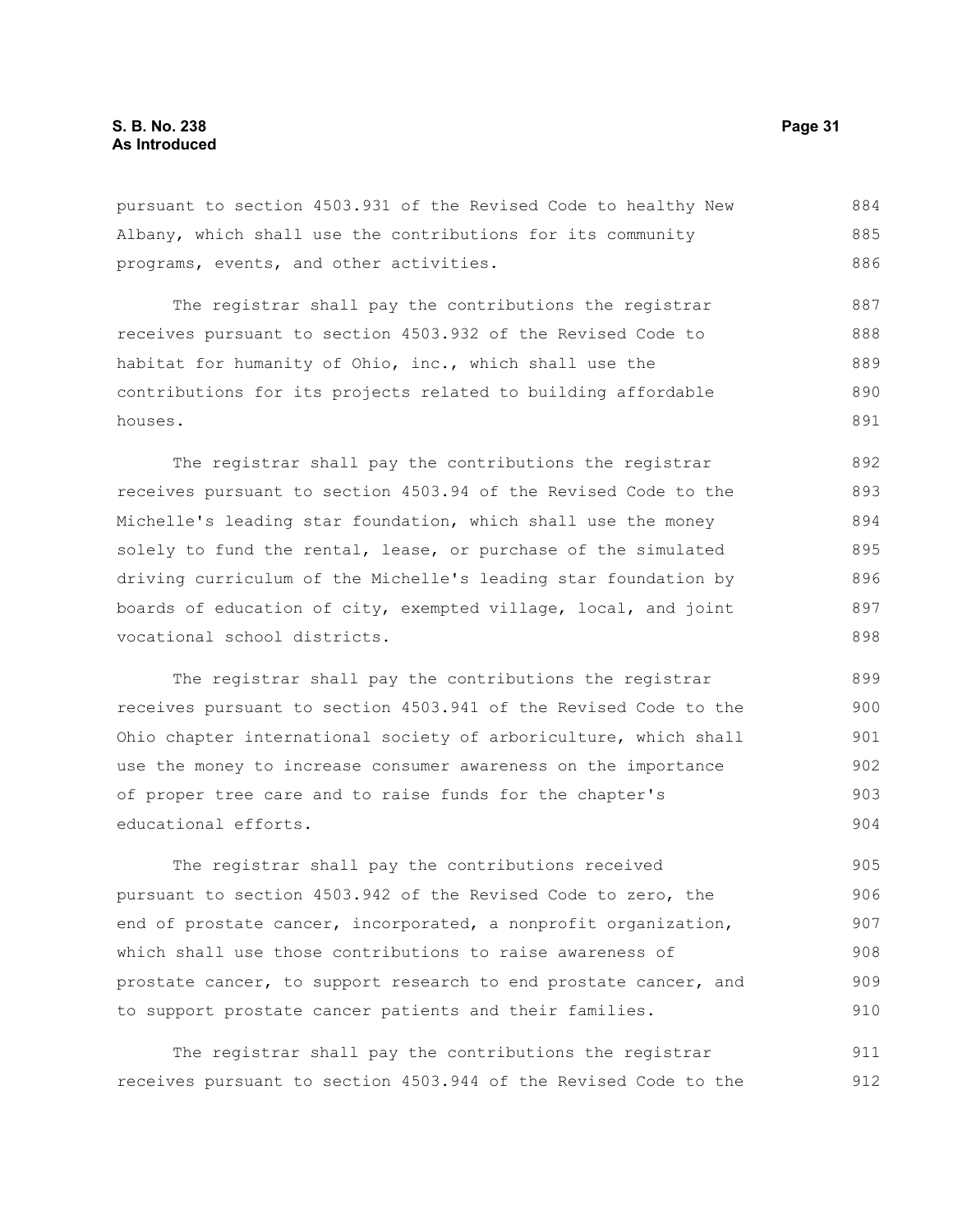pursuant to section 4503.931 of the Revised Code to healthy New Albany, which shall use the contributions for its community programs, events, and other activities.

The registrar shall pay the contributions the registrar receives pursuant to section 4503.932 of the Revised Code to habitat for humanity of Ohio, inc., which shall use the contributions for its projects related to building affordable houses.

The registrar shall pay the contributions the registrar receives pursuant to section 4503.94 of the Revised Code to the Michelle's leading star foundation, which shall use the money solely to fund the rental, lease, or purchase of the simulated driving curriculum of the Michelle's leading star foundation by boards of education of city, exempted village, local, and joint vocational school districts.

The registrar shall pay the contributions the registrar receives pursuant to section 4503.941 of the Revised Code to the Ohio chapter international society of arboriculture, which shall use the money to increase consumer awareness on the importance of proper tree care and to raise funds for the chapter's educational efforts.

The registrar shall pay the contributions received pursuant to section 4503.942 of the Revised Code to zero, the end of prostate cancer, incorporated, a nonprofit organization, which shall use those contributions to raise awareness of prostate cancer, to support research to end prostate cancer, and to support prostate cancer patients and their families.

The registrar shall pay the contributions the registrar receives pursuant to section 4503.944 of the Revised Code to the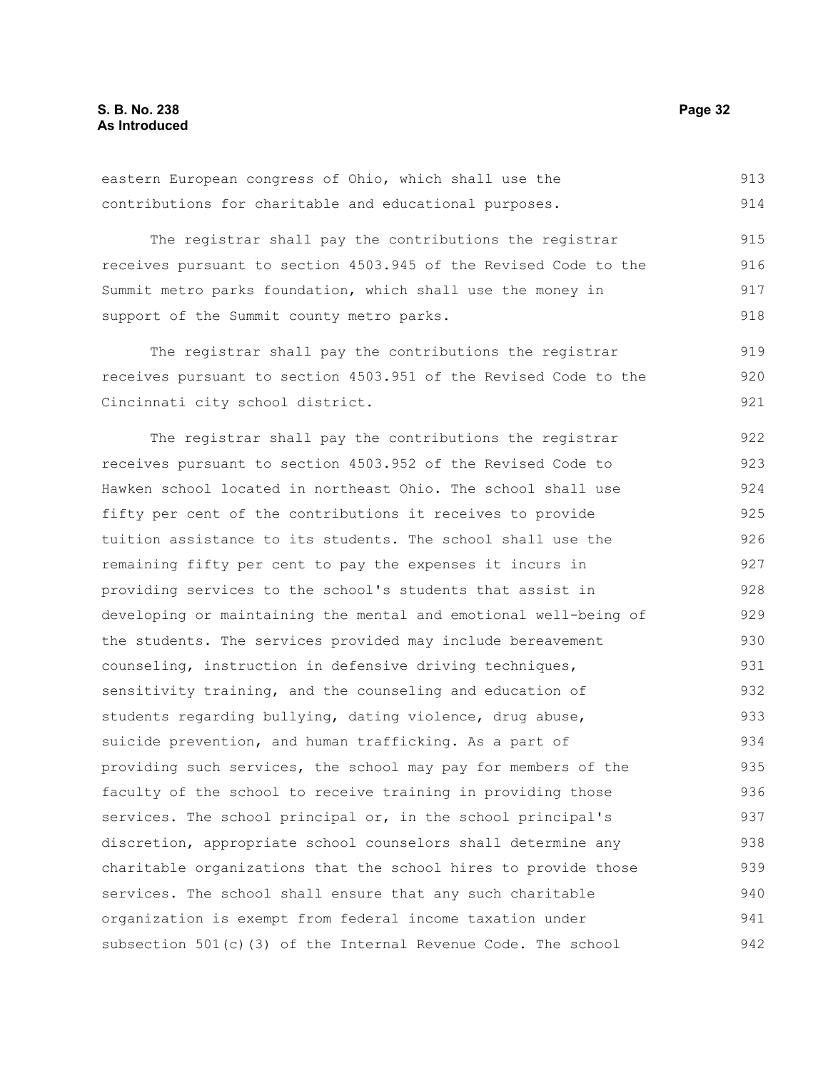eastern European congress of Ohio, which shall use the contributions for charitable and educational purposes.

The registrar shall pay the contributions the registrar receives pursuant to section 4503.945 of the Revised Code to the Summit metro parks foundation, which shall use the money in support of the Summit county metro parks.

The registrar shall pay the contributions the registrar receives pursuant to section 4503.951 of the Revised Code to the Cincinnati city school district.

The registrar shall pay the contributions the registrar receives pursuant to section 4503.952 of the Revised Code to Hawken school located in northeast Ohio. The school shall use fifty per cent of the contributions it receives to provide tuition assistance to its students. The school shall use the remaining fifty per cent to pay the expenses it incurs in providing services to the school's students that assist in developing or maintaining the mental and emotional well-being of the students. The services provided may include bereavement counseling, instruction in defensive driving techniques, sensitivity training, and the counseling and education of students regarding bullying, dating violence, drug abuse, suicide prevention, and human trafficking. As a part of providing such services, the school may pay for members of the faculty of the school to receive training in providing those services. The school principal or, in the school principal's discretion, appropriate school counselors shall determine any charitable organizations that the school hires to provide those services. The school shall ensure that any such charitable organization is exempt from federal income taxation under subsection 501(c)(3) of the Internal Revenue Code. The school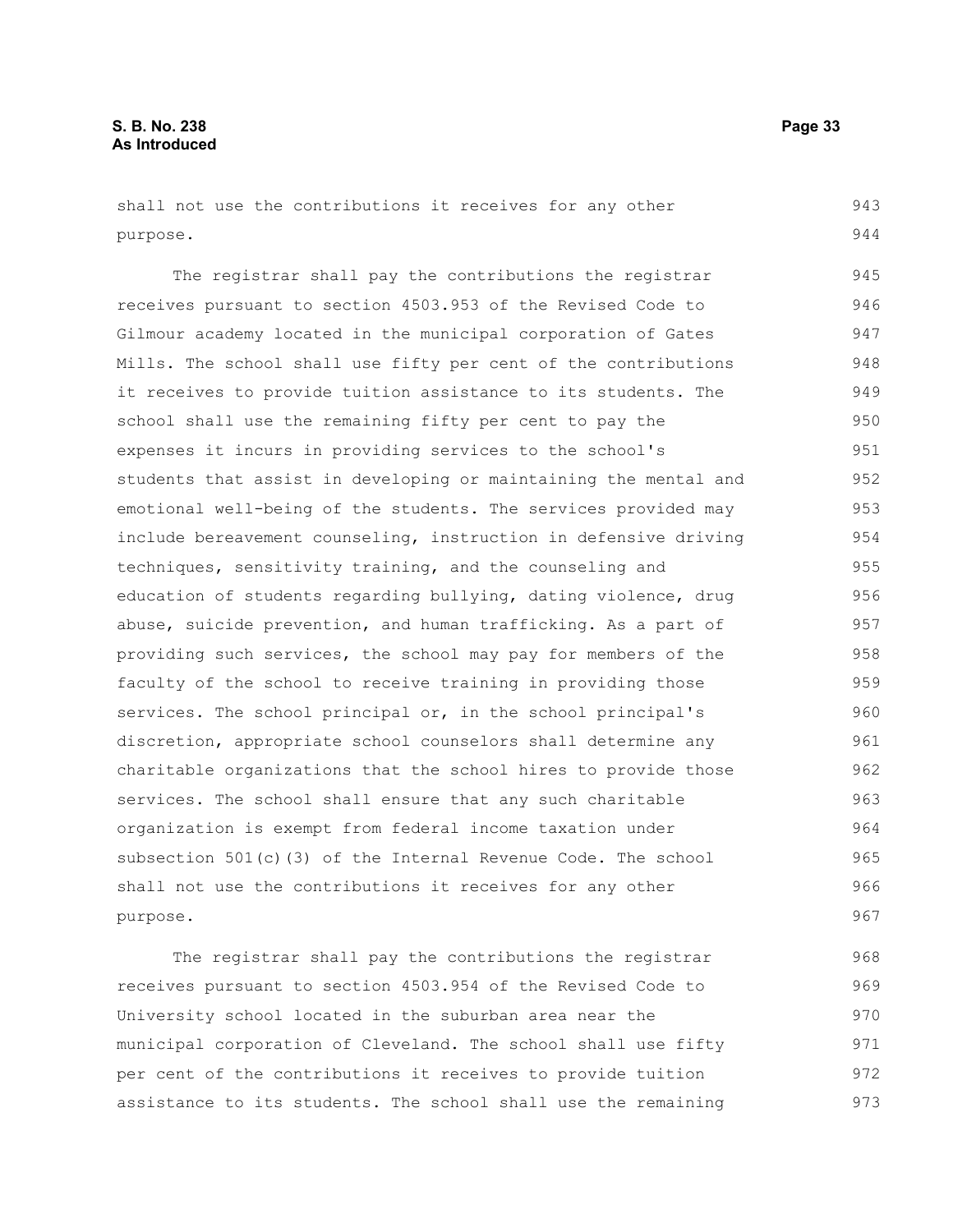shall not use the contributions it receives for any other purpose.

The registrar shall pay the contributions the registrar receives pursuant to section 4503.953 of the Revised Code to Gilmour academy located in the municipal corporation of Gates Mills. The school shall use fifty per cent of the contributions it receives to provide tuition assistance to its students. The school shall use the remaining fifty per cent to pay the expenses it incurs in providing services to the school's students that assist in developing or maintaining the mental and emotional well-being of the students. The services provided may include bereavement counseling, instruction in defensive driving techniques, sensitivity training, and the counseling and education of students regarding bullying, dating violence, drug abuse, suicide prevention, and human trafficking. As a part of providing such services, the school may pay for members of the faculty of the school to receive training in providing those services. The school principal or, in the school principal's discretion, appropriate school counselors shall determine any charitable organizations that the school hires to provide those services. The school shall ensure that any such charitable organization is exempt from federal income taxation under subsection 501(c)(3) of the Internal Revenue Code. The school shall not use the contributions it receives for any other purpose.

The registrar shall pay the contributions the registrar receives pursuant to section 4503.954 of the Revised Code to University school located in the suburban area near the municipal corporation of Cleveland. The school shall use fifty per cent of the contributions it receives to provide tuition assistance to its students. The school shall use the remaining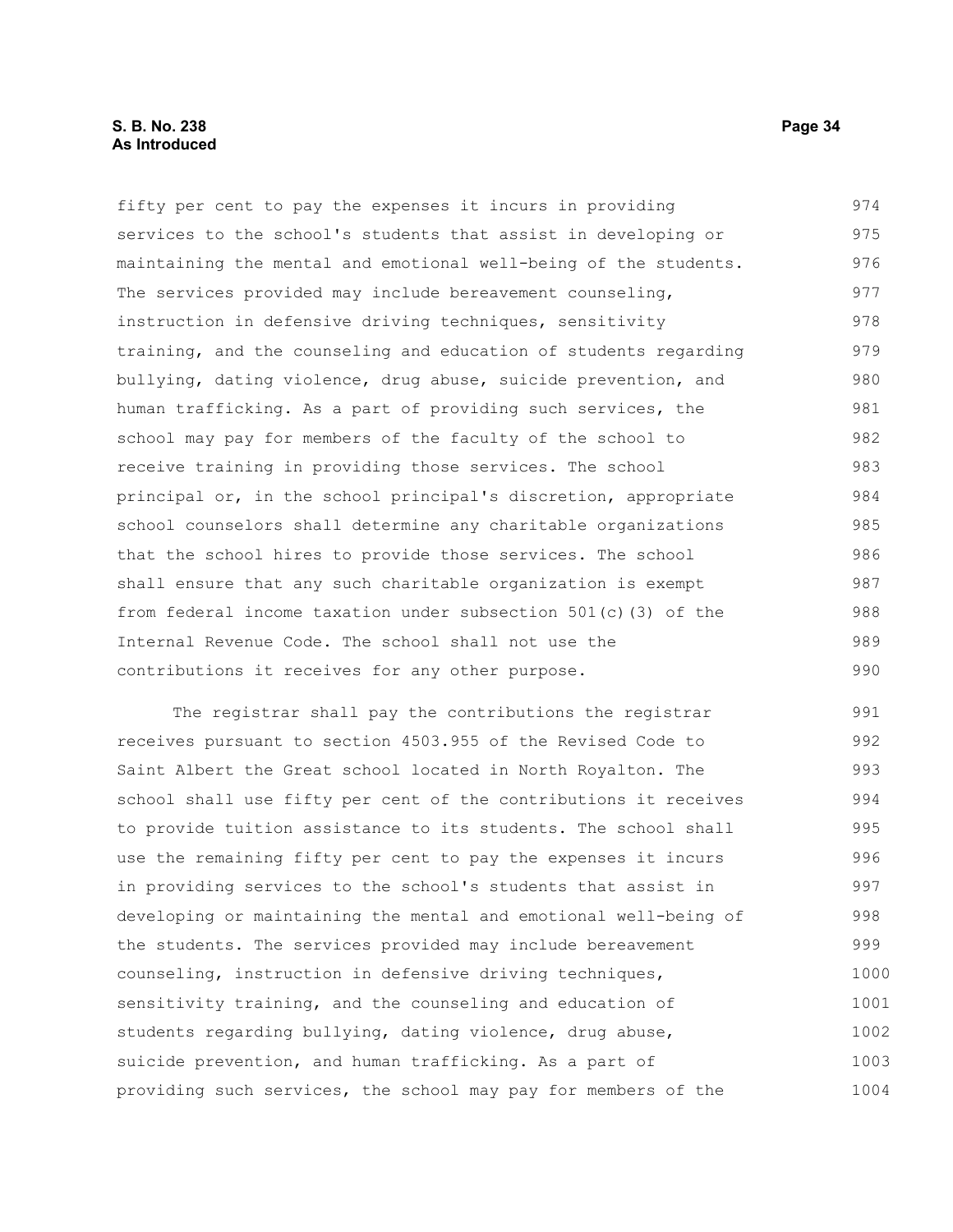fifty per cent to pay the expenses it incurs in providing services to the school's students that assist in developing or maintaining the mental and emotional well-being of the students. The services provided may include bereavement counseling, instruction in defensive driving techniques, sensitivity training, and the counseling and education of students regarding bullying, dating violence, drug abuse, suicide prevention, and human trafficking. As a part of providing such services, the school may pay for members of the faculty of the school to receive training in providing those services. The school principal or, in the school principal's discretion, appropriate school counselors shall determine any charitable organizations that the school hires to provide those services. The school shall ensure that any such charitable organization is exempt from federal income taxation under subsection 501(c)(3) of the Internal Revenue Code. The school shall not use the contributions it receives for any other purpose.

The registrar shall pay the contributions the registrar receives pursuant to section 4503.955 of the Revised Code to Saint Albert the Great school located in North Royalton. The school shall use fifty per cent of the contributions it receives to provide tuition assistance to its students. The school shall use the remaining fifty per cent to pay the expenses it incurs in providing services to the school's students that assist in developing or maintaining the mental and emotional well-being of the students. The services provided may include bereavement counseling, instruction in defensive driving techniques, sensitivity training, and the counseling and education of students regarding bullying, dating violence, drug abuse, suicide prevention, and human trafficking. As a part of providing such services, the school may pay for members of the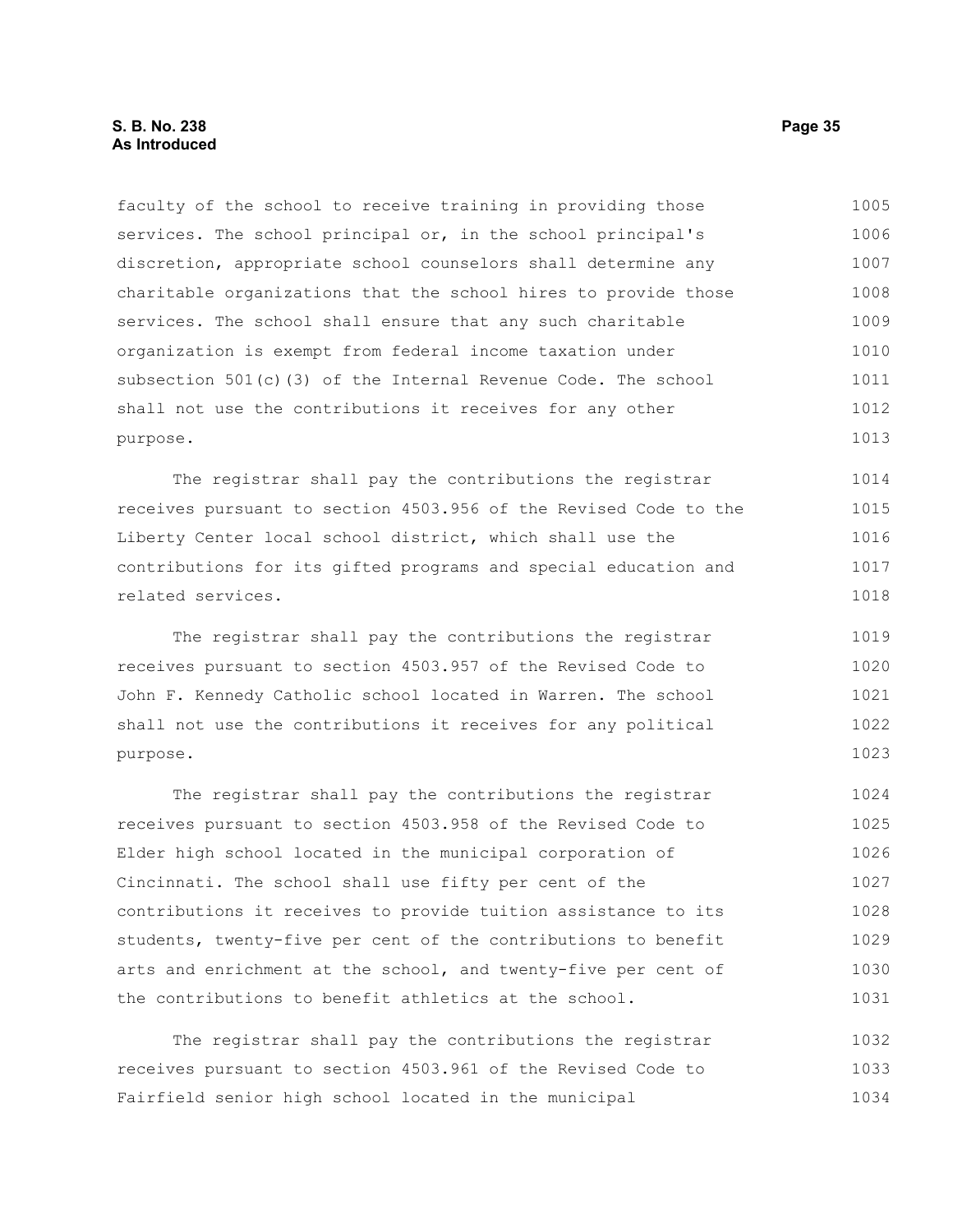faculty of the school to receive training in providing those services. The school principal or, in the school principal's discretion, appropriate school counselors shall determine any charitable organizations that the school hires to provide those services. The school shall ensure that any such charitable organization is exempt from federal income taxation under subsection 501(c)(3) of the Internal Revenue Code. The school shall not use the contributions it receives for any other purpose.

The registrar shall pay the contributions the registrar receives pursuant to section 4503.956 of the Revised Code to the Liberty Center local school district, which shall use the contributions for its gifted programs and special education and related services.

The registrar shall pay the contributions the registrar receives pursuant to section 4503.957 of the Revised Code to John F. Kennedy Catholic school located in Warren. The school shall not use the contributions it receives for any political purpose.

The registrar shall pay the contributions the registrar receives pursuant to section 4503.958 of the Revised Code to Elder high school located in the municipal corporation of Cincinnati. The school shall use fifty per cent of the contributions it receives to provide tuition assistance to its students, twenty-five per cent of the contributions to benefit arts and enrichment at the school, and twenty-five per cent of the contributions to benefit athletics at the school.

The registrar shall pay the contributions the registrar receives pursuant to section 4503.961 of the Revised Code to Fairfield senior high school located in the municipal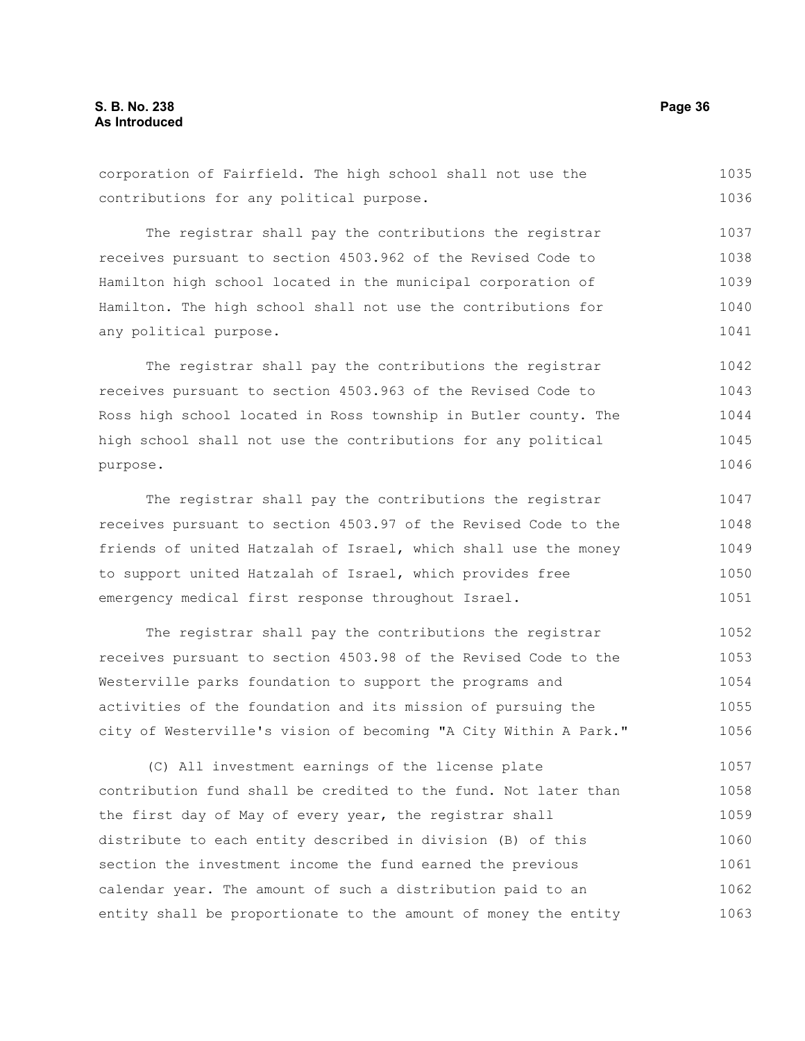corporation of Fairfield. The high school shall not use the contributions for any political purpose.

The registrar shall pay the contributions the registrar receives pursuant to section 4503.962 of the Revised Code to Hamilton high school located in the municipal corporation of Hamilton. The high school shall not use the contributions for any political purpose.

The registrar shall pay the contributions the registrar receives pursuant to section 4503.963 of the Revised Code to Ross high school located in Ross township in Butler county. The high school shall not use the contributions for any political purpose.

The registrar shall pay the contributions the registrar receives pursuant to section 4503.97 of the Revised Code to the friends of united Hatzalah of Israel, which shall use the money to support united Hatzalah of Israel, which provides free emergency medical first response throughout Israel.

The registrar shall pay the contributions the registrar receives pursuant to section 4503.98 of the Revised Code to the Westerville parks foundation to support the programs and activities of the foundation and its mission of pursuing the city of Westerville's vision of becoming "A City Within A Park."

(C) All investment earnings of the license plate contribution fund shall be credited to the fund. Not later than the first day of May of every year, the registrar shall distribute to each entity described in division (B) of this section the investment income the fund earned the previous calendar year. The amount of such a distribution paid to an entity shall be proportionate to the amount of money the entity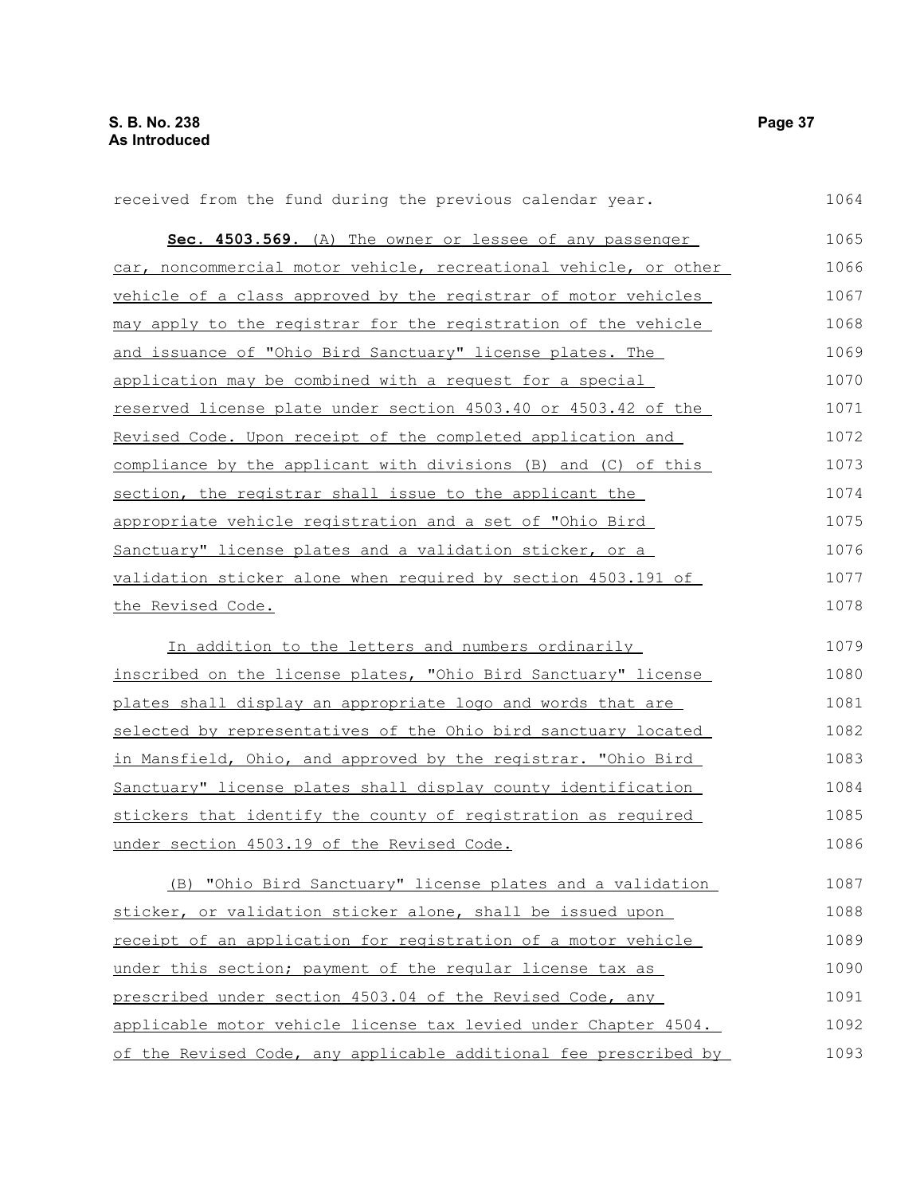received from the fund during the previous calendar year.

**Sec. 4503.569.** (A) The owner or lessee of any passenger car, noncommercial motor vehicle, recreational vehicle, or other vehicle of a class approved by the registrar of motor vehicles may apply to the registrar for the registration of the vehicle and issuance of "Ohio Bird Sanctuary" license plates. The application may be combined with a request for a special reserved license plate under section 4503.40 or 4503.42 of the Revised Code. Upon receipt of the completed application and compliance by the applicant with divisions (B) and (C) of this section, the registrar shall issue to the applicant the appropriate vehicle registration and a set of "Ohio Bird Sanctuary" license plates and a validation sticker, or a validation sticker alone when required by section 4503.191 of the Revised Code.

In addition to the letters and numbers ordinarily inscribed on the license plates, "Ohio Bird Sanctuary" license plates shall display an appropriate logo and words that are selected by representatives of the Ohio bird sanctuary located in Mansfield, Ohio, and approved by the registrar. "Ohio Bird Sanctuary" license plates shall display county identification stickers that identify the county of registration as required under section 4503.19 of the Revised Code.

(B) "Ohio Bird Sanctuary" license plates and a validation sticker, or validation sticker alone, shall be issued upon receipt of an application for registration of a motor vehicle under this section; payment of the regular license tax as prescribed under section 4503.04 of the Revised Code, any applicable motor vehicle license tax levied under Chapter 4504. of the Revised Code, any applicable additional fee prescribed by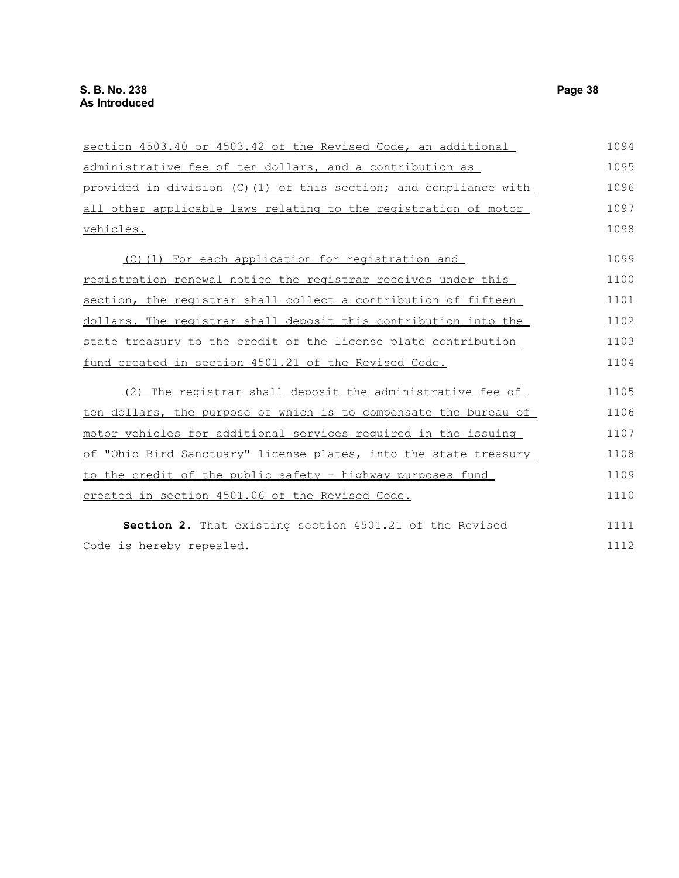section 4503.40 or 4503.42 of the Revised Code, an additional administrative fee of ten dollars, and a contribution as provided in division (C)(1) of this section; and compliance with all other applicable laws relating to the registration of motor vehicles.

(C)(1) For each application for registration and registration renewal notice the registrar receives under this section, the registrar shall collect a contribution of fifteen dollars. The registrar shall deposit this contribution into the state treasury to the credit of the license plate contribution fund created in section 4501.21 of the Revised Code.

(2) The registrar shall deposit the administrative fee of ten dollars, the purpose of which is to compensate the bureau of motor vehicles for additional services required in the issuing of "Ohio Bird Sanctuary" license plates, into the state treasury to the credit of the public safety - highway purposes fund created in section 4501.06 of the Revised Code.

**Section 2.** That existing section 4501.21 of the Revised Code is hereby repealed.